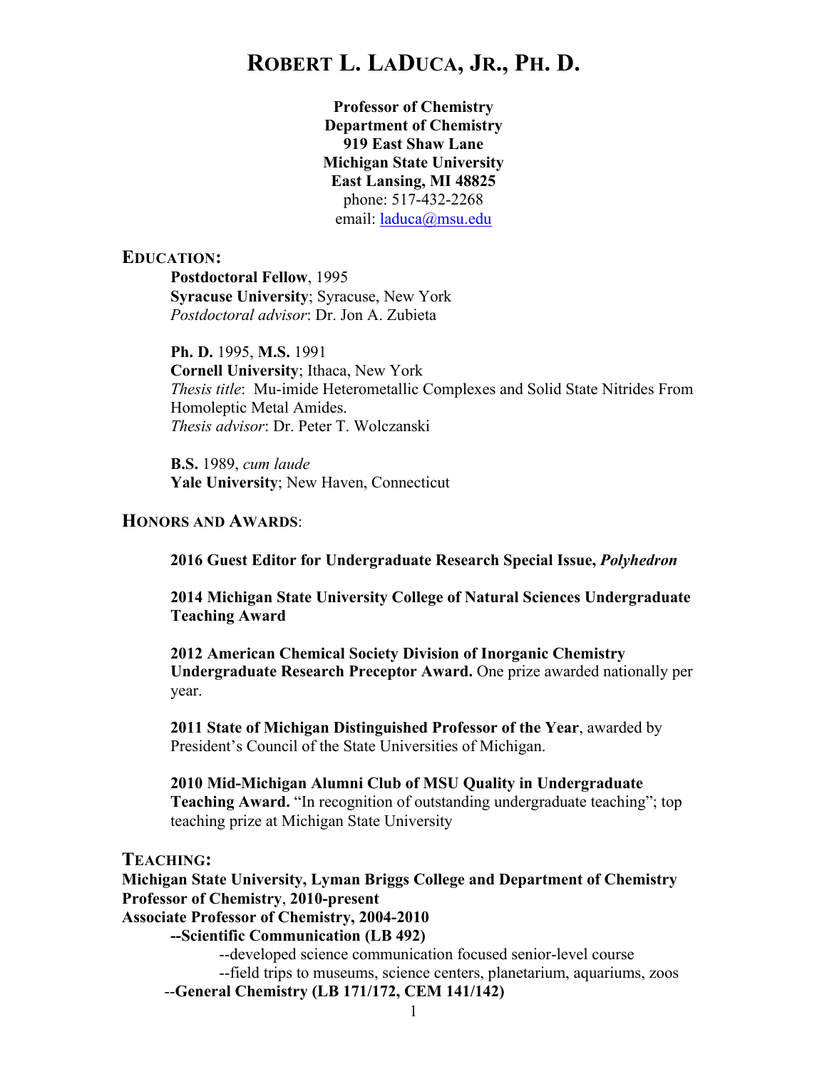# ROBERT L. LADUCA, JR., PH. D.

**Professor of Chemistry**
**Department of Chemistry**
**919 East Shaw Lane**
**Michigan State University**
**East Lansing, MI 48825**
phone: 517-432-2268
email: laduca@msu.edu

## EDUCATION:

**Postdoctoral Fellow**, 1995
**Syracuse University**; Syracuse, New York
*Postdoctoral advisor*: Dr. Jon A. Zubieta

**Ph. D.** 1995, **M.S.** 1991
**Cornell University**; Ithaca, New York
*Thesis title*: Mu-imide Heterometallic Complexes and Solid State Nitrides From Homoleptic Metal Amides.
*Thesis advisor*: Dr. Peter T. Wolczanski

**B.S.** 1989, *cum laude*
**Yale University**; New Haven, Connecticut

## HONORS AND AWARDS:

**2016 Guest Editor for Undergraduate Research Special Issue, *Polyhedron***

**2014 Michigan State University College of Natural Sciences Undergraduate Teaching Award**

**2012 American Chemical Society Division of Inorganic Chemistry Undergraduate Research Preceptor Award.** One prize awarded nationally per year.

**2011 State of Michigan Distinguished Professor of the Year**, awarded by President's Council of the State Universities of Michigan.

**2010 Mid-Michigan Alumni Club of MSU Quality in Undergraduate Teaching Award.** "In recognition of outstanding undergraduate teaching"; top teaching prize at Michigan State University

## TEACHING:

**Michigan State University, Lyman Briggs College and Department of Chemistry**
**Professor of Chemistry**, **2010-present**
**Associate Professor of Chemistry, 2004-2010**

- **Scientific Communication (LB 492)**
  - developed science communication focused senior-level course
  - field trips to museums, science centers, planetarium, aquariums, zoos
- **General Chemistry (LB 171/172, CEM 141/142)**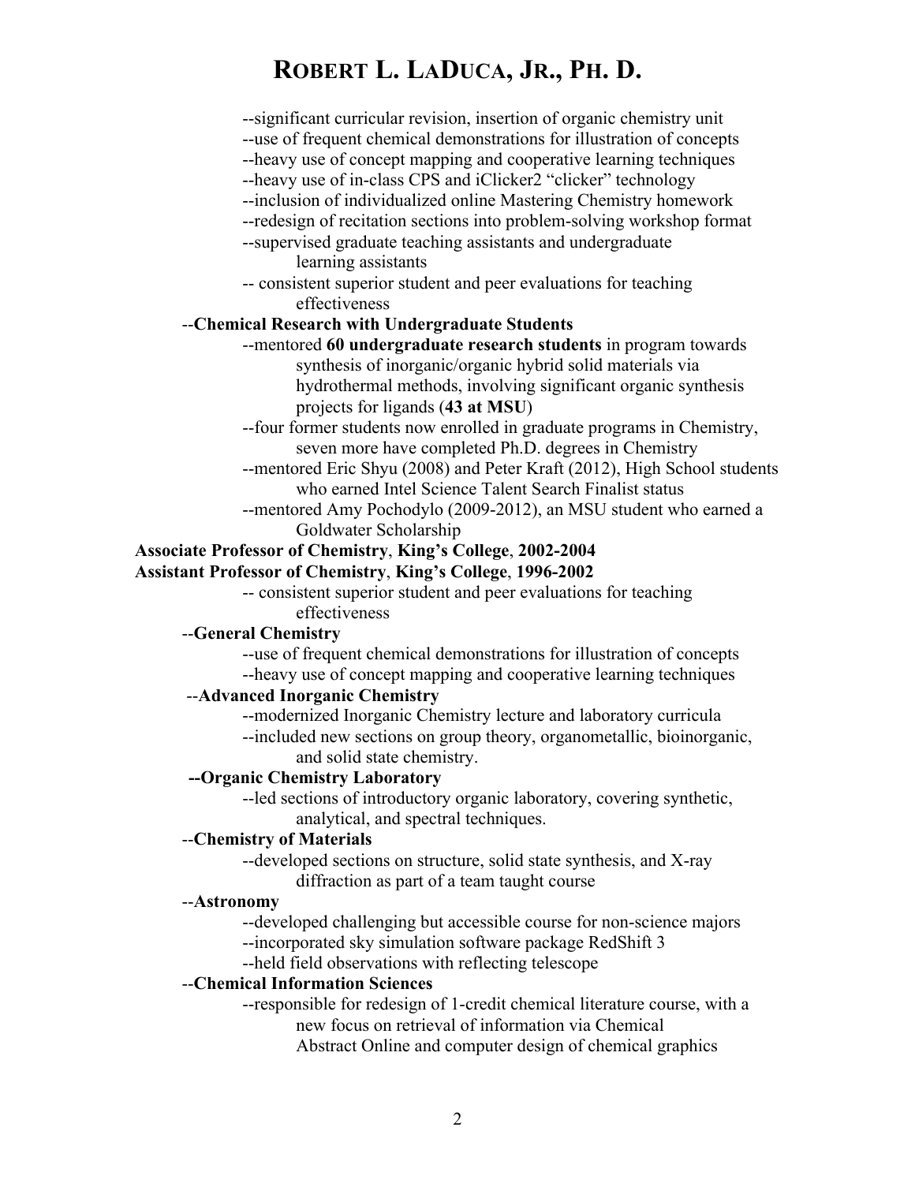--significant curricular revision, insertion of organic chemistry unit
--use of frequent chemical demonstrations for illustration of concepts
--heavy use of concept mapping and cooperative learning techniques
--heavy use of in-class CPS and iClicker2 "clicker" technology
--inclusion of individualized online Mastering Chemistry homework
--redesign of recitation sections into problem-solving workshop format
--supervised graduate teaching assistants and undergraduate learning assistants
-- consistent superior student and peer evaluations for teaching effectiveness

--**Chemical Research with Undergraduate Students**

--mentored **60 undergraduate research students** in program towards synthesis of inorganic/organic hybrid solid materials via hydrothermal methods, involving significant organic synthesis projects for ligands (**43 at MSU**)
--four former students now enrolled in graduate programs in Chemistry, seven more have completed Ph.D. degrees in Chemistry
--mentored Eric Shyu (2008) and Peter Kraft (2012), High School students who earned Intel Science Talent Search Finalist status
--mentored Amy Pochodylo (2009-2012), an MSU student who earned a Goldwater Scholarship

**Associate Professor of Chemistry**, **King's College**, **2002-2004**
**Assistant Professor of Chemistry**, **King's College**, **1996-2002**

-- consistent superior student and peer evaluations for teaching effectiveness

--**General Chemistry**

--use of frequent chemical demonstrations for illustration of concepts
--heavy use of concept mapping and cooperative learning techniques

--**Advanced Inorganic Chemistry**

--modernized Inorganic Chemistry lecture and laboratory curricula
--included new sections on group theory, organometallic, bioinorganic, and solid state chemistry.

**--Organic Chemistry Laboratory**

--led sections of introductory organic laboratory, covering synthetic, analytical, and spectral techniques.

--**Chemistry of Materials**

--developed sections on structure, solid state synthesis, and X-ray diffraction as part of a team taught course

--**Astronomy**

--developed challenging but accessible course for non-science majors
--incorporated sky simulation software package RedShift 3
--held field observations with reflecting telescope

--**Chemical Information Sciences**

--responsible for redesign of 1-credit chemical literature course, with a new focus on retrieval of information via Chemical Abstract Online and computer design of chemical graphics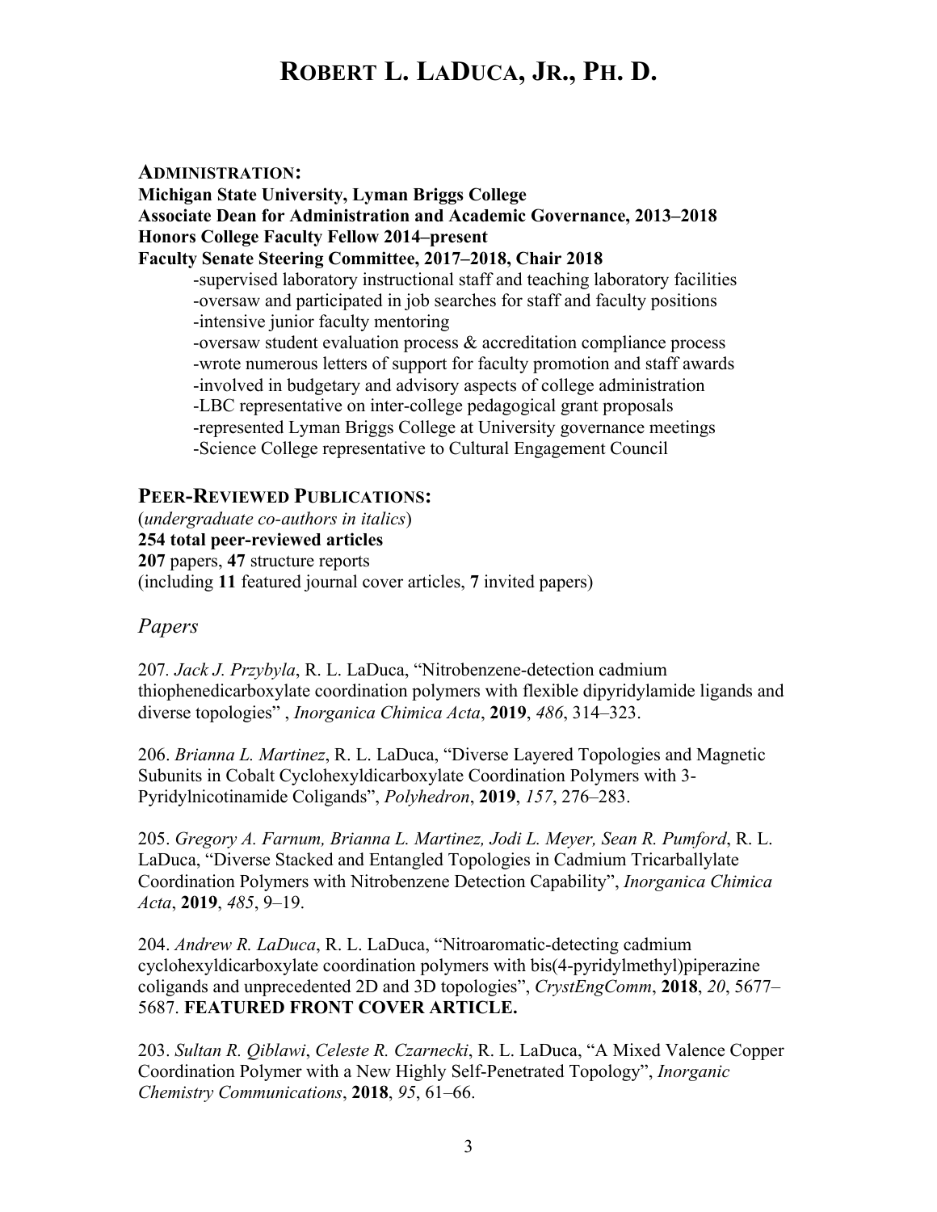# ROBERT L. LADUCA, JR., PH. D.

## ADMINISTRATION:

**Michigan State University, Lyman Briggs College**
**Associate Dean for Administration and Academic Governance, 2013–2018**
**Honors College Faculty Fellow 2014–present**
**Faculty Senate Steering Committee, 2017–2018, Chair 2018**

- -supervised laboratory instructional staff and teaching laboratory facilities
- -oversaw and participated in job searches for staff and faculty positions
- -intensive junior faculty mentoring
- -oversaw student evaluation process & accreditation compliance process
- -wrote numerous letters of support for faculty promotion and staff awards
- -involved in budgetary and advisory aspects of college administration
- -LBC representative on inter-college pedagogical grant proposals
- -represented Lyman Briggs College at University governance meetings
- -Science College representative to Cultural Engagement Council

## PEER-REVIEWED PUBLICATIONS:

(*undergraduate co-authors in italics*)
**254 total peer-reviewed articles**
**207** papers, **47** structure reports
(including **11** featured journal cover articles, **7** invited papers)

### *Papers*

207. *Jack J. Przybyla*, R. L. LaDuca, "Nitrobenzene-detection cadmium thiophenedicarboxylate coordination polymers with flexible dipyridylamide ligands and diverse topologies" , *Inorganica Chimica Acta*, **2019**, *486*, 314–323.

206. *Brianna L. Martinez*, R. L. LaDuca, "Diverse Layered Topologies and Magnetic Subunits in Cobalt Cyclohexyldicarboxylate Coordination Polymers with 3-Pyridylnicotinamide Coligands", *Polyhedron*, **2019**, *157*, 276–283.

205. *Gregory A. Farnum, Brianna L. Martinez, Jodi L. Meyer, Sean R. Pumford*, R. L. LaDuca, "Diverse Stacked and Entangled Topologies in Cadmium Tricarballylate Coordination Polymers with Nitrobenzene Detection Capability", *Inorganica Chimica Acta*, **2019**, *485*, 9–19.

204. *Andrew R. LaDuca*, R. L. LaDuca, "Nitroaromatic-detecting cadmium cyclohexyldicarboxylate coordination polymers with bis(4-pyridylmethyl)piperazine coligands and unprecedented 2D and 3D topologies", *CrystEngComm*, **2018**, *20*, 5677–5687. **FEATURED FRONT COVER ARTICLE.**

203. *Sultan R. Qiblawi*, *Celeste R. Czarnecki*, R. L. LaDuca, "A Mixed Valence Copper Coordination Polymer with a New Highly Self-Penetrated Topology", *Inorganic Chemistry Communications*, **2018**, *95*, 61–66.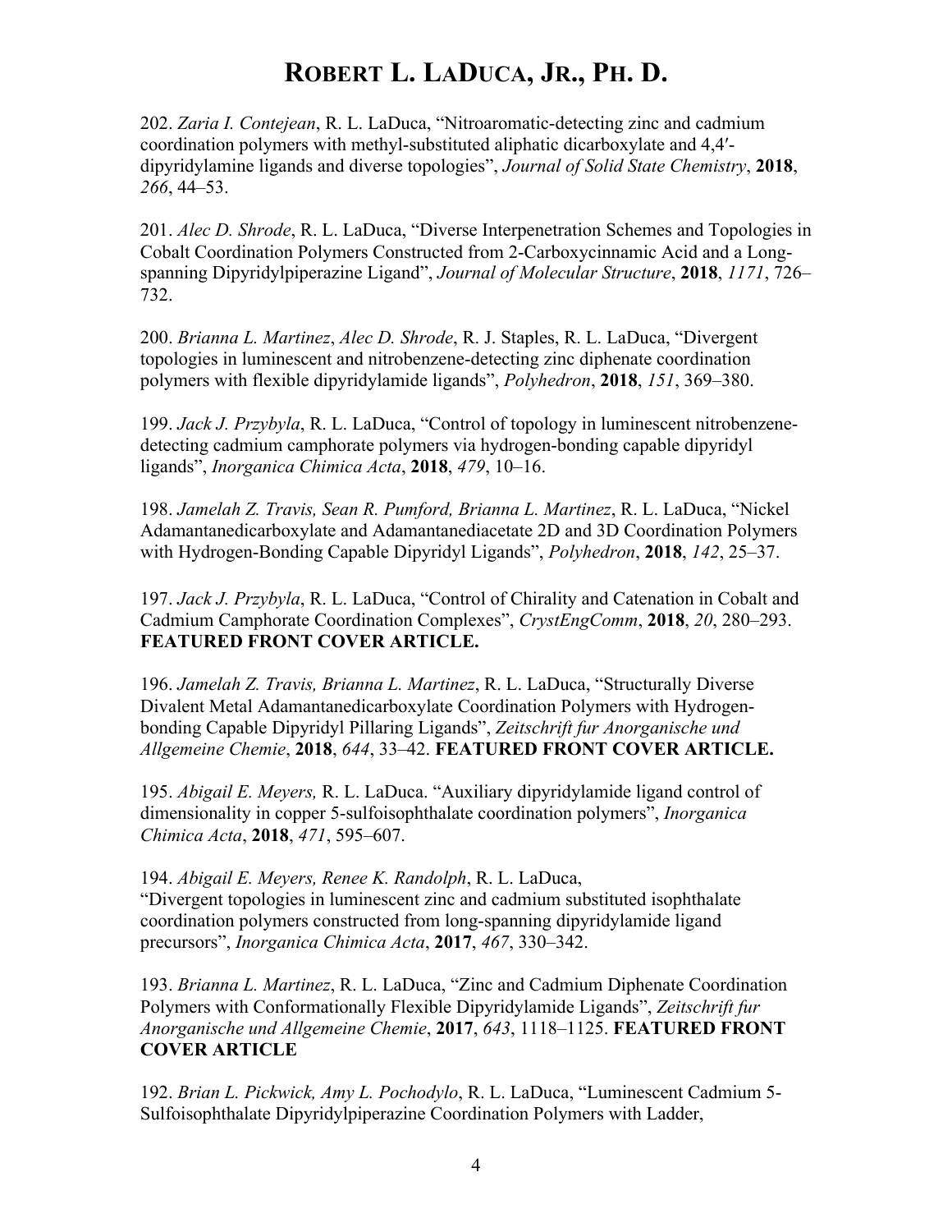202. *Zaria I. Contejean*, R. L. LaDuca, “Nitroaromatic-detecting zinc and cadmium coordination polymers with methyl-substituted aliphatic dicarboxylate and 4,4′-dipyridylamine ligands and diverse topologies”, *Journal of Solid State Chemistry*, **2018**, *266*, 44–53.

201. *Alec D. Shrode*, R. L. LaDuca, “Diverse Interpenetration Schemes and Topologies in Cobalt Coordination Polymers Constructed from 2-Carboxycinnamic Acid and a Long-spanning Dipyridylpiperazine Ligand”, *Journal of Molecular Structure*, **2018**, *1171*, 726–732.

200. *Brianna L. Martinez*, *Alec D. Shrode*, R. J. Staples, R. L. LaDuca, “Divergent topologies in luminescent and nitrobenzene-detecting zinc diphenate coordination polymers with flexible dipyridylamide ligands”, *Polyhedron*, **2018**, *151*, 369–380.

199. *Jack J. Przybyla*, R. L. LaDuca, “Control of topology in luminescent nitrobenzene-detecting cadmium camphorate polymers via hydrogen-bonding capable dipyridyl ligands”, *Inorganica Chimica Acta*, **2018**, *479*, 10–16.

198. *Jamelah Z. Travis, Sean R. Pumford, Brianna L. Martinez*, R. L. LaDuca, “Nickel Adamantanedicarboxylate and Adamantanediacetate 2D and 3D Coordination Polymers with Hydrogen-Bonding Capable Dipyridyl Ligands”, *Polyhedron*, **2018**, *142*, 25–37.

197. *Jack J. Przybyla*, R. L. LaDuca, “Control of Chirality and Catenation in Cobalt and Cadmium Camphorate Coordination Complexes”, *CrystEngComm*, **2018**, *20*, 280–293. **FEATURED FRONT COVER ARTICLE.**

196. *Jamelah Z. Travis, Brianna L. Martinez*, R. L. LaDuca, “Structurally Diverse Divalent Metal Adamantanedicarboxylate Coordination Polymers with Hydrogen-bonding Capable Dipyridyl Pillaring Ligands”, *Zeitschrift fur Anorganische und Allgemeine Chemie*, **2018**, *644*, 33–42. **FEATURED FRONT COVER ARTICLE.**

195. *Abigail E. Meyers,* R. L. LaDuca. “Auxiliary dipyridylamide ligand control of dimensionality in copper 5-sulfoisophthalate coordination polymers”, *Inorganica Chimica Acta*, **2018**, *471*, 595–607.

194. *Abigail E. Meyers, Renee K. Randolph*, R. L. LaDuca, “Divergent topologies in luminescent zinc and cadmium substituted isophthalate coordination polymers constructed from long-spanning dipyridylamide ligand precursors”, *Inorganica Chimica Acta*, **2017**, *467*, 330–342.

193. *Brianna L. Martinez*, R. L. LaDuca, “Zinc and Cadmium Diphenate Coordination Polymers with Conformationally Flexible Dipyridylamide Ligands”, *Zeitschrift fur Anorganische und Allgemeine Chemie*, **2017**, *643*, 1118–1125. **FEATURED FRONT COVER ARTICLE**

192. *Brian L. Pickwick, Amy L. Pochodylo*, R. L. LaDuca, “Luminescent Cadmium 5-Sulfoisophthalate Dipyridylpiperazine Coordination Polymers with Ladder,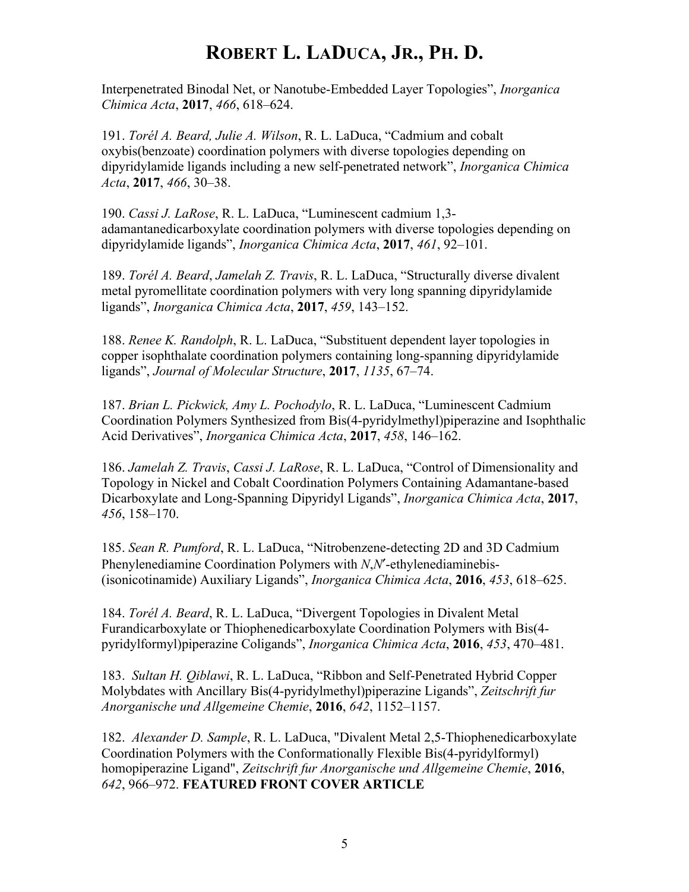Interpenetrated Binodal Net, or Nanotube-Embedded Layer Topologies", *Inorganica Chimica Acta*, **2017**, *466*, 618–624.

191. *Torél A. Beard, Julie A. Wilson*, R. L. LaDuca, "Cadmium and cobalt oxybis(benzoate) coordination polymers with diverse topologies depending on dipyridylamide ligands including a new self-penetrated network", *Inorganica Chimica Acta*, **2017**, *466*, 30–38.

190. *Cassi J. LaRose*, R. L. LaDuca, "Luminescent cadmium 1,3-adamantanedicarboxylate coordination polymers with diverse topologies depending on dipyridylamide ligands", *Inorganica Chimica Acta*, **2017**, *461*, 92–101.

189. *Torél A. Beard*, *Jamelah Z. Travis*, R. L. LaDuca, "Structurally diverse divalent metal pyromellitate coordination polymers with very long spanning dipyridylamide ligands", *Inorganica Chimica Acta*, **2017**, *459*, 143–152.

188. *Renee K. Randolph*, R. L. LaDuca, "Substituent dependent layer topologies in copper isophthalate coordination polymers containing long-spanning dipyridylamide ligands", *Journal of Molecular Structure*, **2017**, *1135*, 67–74.

187. *Brian L. Pickwick, Amy L. Pochodylo*, R. L. LaDuca, "Luminescent Cadmium Coordination Polymers Synthesized from Bis(4-pyridylmethyl)piperazine and Isophthalic Acid Derivatives", *Inorganica Chimica Acta*, **2017**, *458*, 146–162.

186. *Jamelah Z. Travis*, *Cassi J. LaRose*, R. L. LaDuca, "Control of Dimensionality and Topology in Nickel and Cobalt Coordination Polymers Containing Adamantane-based Dicarboxylate and Long-Spanning Dipyridyl Ligands", *Inorganica Chimica Acta*, **2017**, *456*, 158–170.

185. *Sean R. Pumford*, R. L. LaDuca, "Nitrobenzene-detecting 2D and 3D Cadmium Phenylenediamine Coordination Polymers with *N*,*N*′-ethylenediaminebis-(isonicotinamide) Auxiliary Ligands", *Inorganica Chimica Acta*, **2016**, *453*, 618–625.

184. *Torél A. Beard*, R. L. LaDuca, "Divergent Topologies in Divalent Metal Furandicarboxylate or Thiophenedicarboxylate Coordination Polymers with Bis(4-pyridylformyl)piperazine Coligands", *Inorganica Chimica Acta*, **2016**, *453*, 470–481.

183. *Sultan H. Qiblawi*, R. L. LaDuca, "Ribbon and Self-Penetrated Hybrid Copper Molybdates with Ancillary Bis(4-pyridylmethyl)piperazine Ligands", *Zeitschrift fur Anorganische und Allgemeine Chemie*, **2016**, *642*, 1152–1157.

182. *Alexander D. Sample*, R. L. LaDuca, "Divalent Metal 2,5-Thiophenedicarboxylate Coordination Polymers with the Conformationally Flexible Bis(4-pyridylformyl) homopiperazine Ligand", *Zeitschrift fur Anorganische und Allgemeine Chemie*, **2016**, *642*, 966–972. **FEATURED FRONT COVER ARTICLE**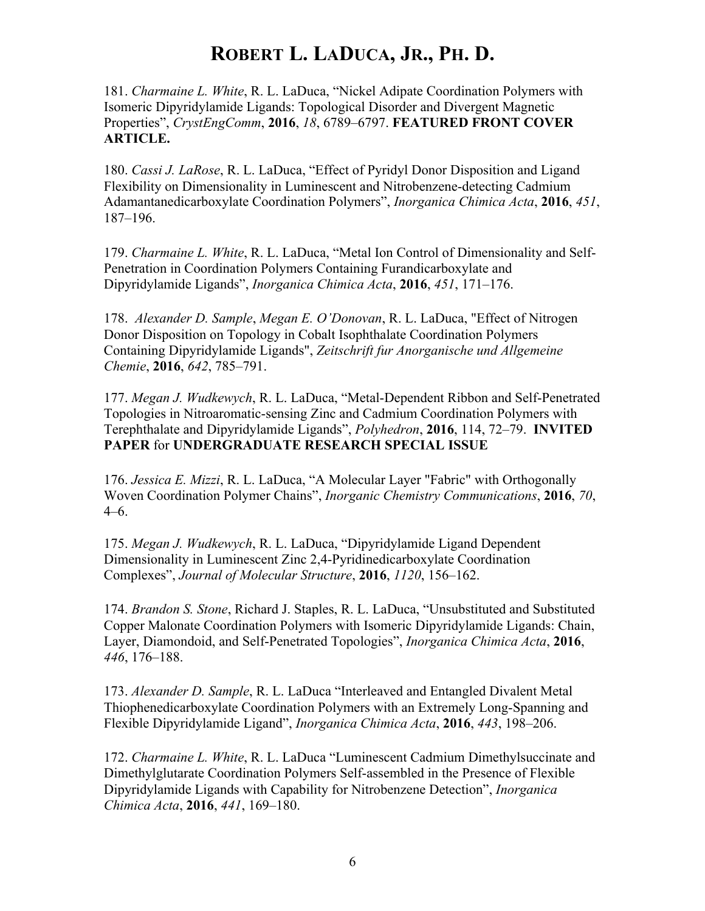181. *Charmaine L. White*, R. L. LaDuca, "Nickel Adipate Coordination Polymers with Isomeric Dipyridylamide Ligands: Topological Disorder and Divergent Magnetic Properties", *CrystEngComm*, **2016**, *18*, 6789–6797. **FEATURED FRONT COVER ARTICLE.**

180. *Cassi J. LaRose*, R. L. LaDuca, "Effect of Pyridyl Donor Disposition and Ligand Flexibility on Dimensionality in Luminescent and Nitrobenzene-detecting Cadmium Adamantanedicarboxylate Coordination Polymers", *Inorganica Chimica Acta*, **2016**, *451*, 187–196.

179. *Charmaine L. White*, R. L. LaDuca, "Metal Ion Control of Dimensionality and Self-Penetration in Coordination Polymers Containing Furandicarboxylate and Dipyridylamide Ligands", *Inorganica Chimica Acta*, **2016**, *451*, 171–176.

178. *Alexander D. Sample*, *Megan E. O'Donovan*, R. L. LaDuca, "Effect of Nitrogen Donor Disposition on Topology in Cobalt Isophthalate Coordination Polymers Containing Dipyridylamide Ligands", *Zeitschrift fur Anorganische und Allgemeine Chemie*, **2016**, *642*, 785–791.

177. *Megan J. Wudkewych*, R. L. LaDuca, "Metal-Dependent Ribbon and Self-Penetrated Topologies in Nitroaromatic-sensing Zinc and Cadmium Coordination Polymers with Terephthalate and Dipyridylamide Ligands", *Polyhedron*, **2016**, 114, 72–79. **INVITED PAPER** for **UNDERGRADUATE RESEARCH SPECIAL ISSUE**

176. *Jessica E. Mizzi*, R. L. LaDuca, "A Molecular Layer "Fabric" with Orthogonally Woven Coordination Polymer Chains", *Inorganic Chemistry Communications*, **2016**, *70*, 4–6.

175. *Megan J. Wudkewych*, R. L. LaDuca, "Dipyridylamide Ligand Dependent Dimensionality in Luminescent Zinc 2,4-Pyridinedicarboxylate Coordination Complexes", *Journal of Molecular Structure*, **2016**, *1120*, 156–162.

174. *Brandon S. Stone*, Richard J. Staples, R. L. LaDuca, "Unsubstituted and Substituted Copper Malonate Coordination Polymers with Isomeric Dipyridylamide Ligands: Chain, Layer, Diamondoid, and Self-Penetrated Topologies", *Inorganica Chimica Acta*, **2016**, *446*, 176–188.

173. *Alexander D. Sample*, R. L. LaDuca "Interleaved and Entangled Divalent Metal Thiophenedicarboxylate Coordination Polymers with an Extremely Long-Spanning and Flexible Dipyridylamide Ligand", *Inorganica Chimica Acta*, **2016**, *443*, 198–206.

172. *Charmaine L. White*, R. L. LaDuca "Luminescent Cadmium Dimethylsuccinate and Dimethylglutarate Coordination Polymers Self-assembled in the Presence of Flexible Dipyridylamide Ligands with Capability for Nitrobenzene Detection", *Inorganica Chimica Acta*, **2016**, *441*, 169–180.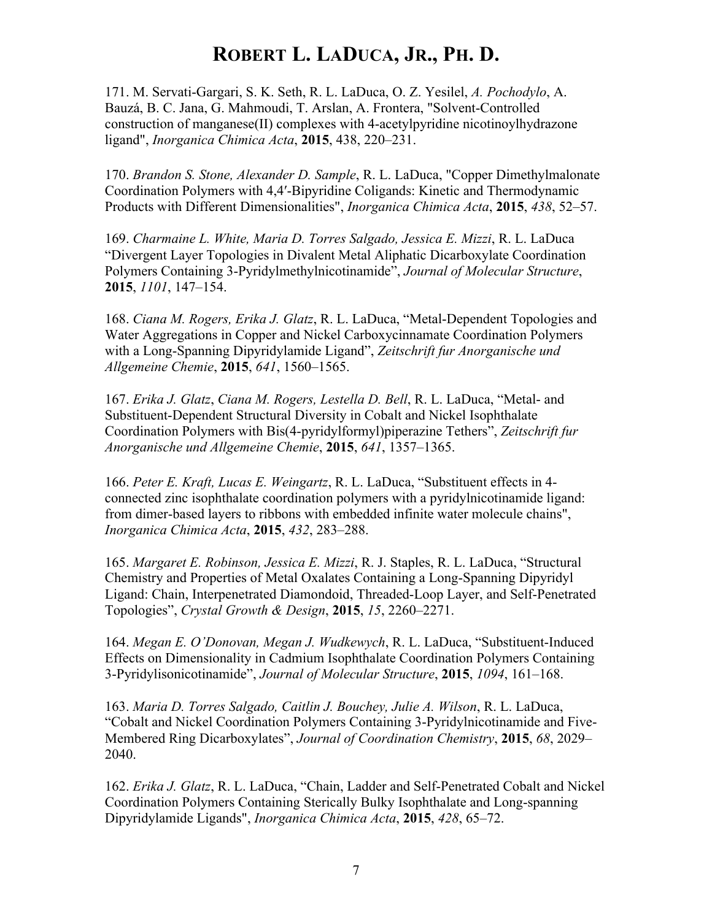171. M. Servati-Gargari, S. K. Seth, R. L. LaDuca, O. Z. Yesilel, *A. Pochodylo*, A. Bauzá, B. C. Jana, G. Mahmoudi, T. Arslan, A. Frontera, "Solvent-Controlled construction of manganese(II) complexes with 4-acetylpyridine nicotinoylhydrazone ligand", *Inorganica Chimica Acta*, **2015**, 438, 220–231.

170. *Brandon S. Stone, Alexander D. Sample*, R. L. LaDuca, "Copper Dimethylmalonate Coordination Polymers with 4,4′-Bipyridine Coligands: Kinetic and Thermodynamic Products with Different Dimensionalities", *Inorganica Chimica Acta*, **2015**, *438*, 52–57.

169. *Charmaine L. White, Maria D. Torres Salgado, Jessica E. Mizzi*, R. L. LaDuca "Divergent Layer Topologies in Divalent Metal Aliphatic Dicarboxylate Coordination Polymers Containing 3-Pyridylmethylnicotinamide", *Journal of Molecular Structure*, **2015**, *1101*, 147–154.

168. *Ciana M. Rogers, Erika J. Glatz*, R. L. LaDuca, "Metal-Dependent Topologies and Water Aggregations in Copper and Nickel Carboxycinnamate Coordination Polymers with a Long-Spanning Dipyridylamide Ligand", *Zeitschrift fur Anorganische und Allgemeine Chemie*, **2015**, *641*, 1560–1565.

167. *Erika J. Glatz*, *Ciana M. Rogers, Lestella D. Bell*, R. L. LaDuca, "Metal- and Substituent-Dependent Structural Diversity in Cobalt and Nickel Isophthalate Coordination Polymers with Bis(4-pyridylformyl)piperazine Tethers", *Zeitschrift fur Anorganische und Allgemeine Chemie*, **2015**, *641*, 1357–1365.

166. *Peter E. Kraft, Lucas E. Weingartz*, R. L. LaDuca, "Substituent effects in 4-connected zinc isophthalate coordination polymers with a pyridylnicotinamide ligand: from dimer-based layers to ribbons with embedded infinite water molecule chains", *Inorganica Chimica Acta*, **2015**, *432*, 283–288.

165. *Margaret E. Robinson, Jessica E. Mizzi*, R. J. Staples, R. L. LaDuca, "Structural Chemistry and Properties of Metal Oxalates Containing a Long-Spanning Dipyridyl Ligand: Chain, Interpenetrated Diamondoid, Threaded-Loop Layer, and Self-Penetrated Topologies", *Crystal Growth & Design*, **2015**, *15*, 2260–2271.

164. *Megan E. O'Donovan, Megan J. Wudkewych*, R. L. LaDuca, "Substituent-Induced Effects on Dimensionality in Cadmium Isophthalate Coordination Polymers Containing 3-Pyridylisonicotinamide", *Journal of Molecular Structure*, **2015**, *1094*, 161–168.

163. *Maria D. Torres Salgado, Caitlin J. Bouchey, Julie A. Wilson*, R. L. LaDuca, "Cobalt and Nickel Coordination Polymers Containing 3-Pyridylnicotinamide and Five-Membered Ring Dicarboxylates", *Journal of Coordination Chemistry*, **2015**, *68*, 2029–2040.

162. *Erika J. Glatz*, R. L. LaDuca, "Chain, Ladder and Self-Penetrated Cobalt and Nickel Coordination Polymers Containing Sterically Bulky Isophthalate and Long-spanning Dipyridylamide Ligands", *Inorganica Chimica Acta*, **2015**, *428*, 65–72.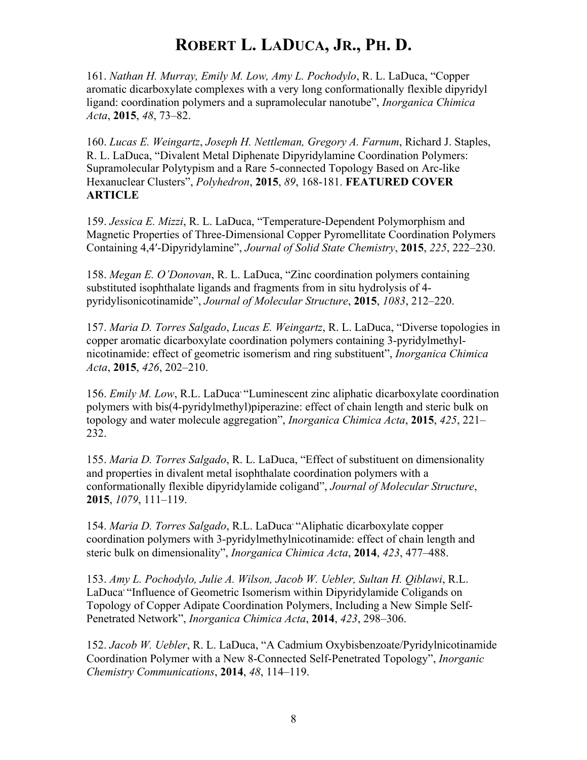161. *Nathan H. Murray, Emily M. Low, Amy L. Pochodylo*, R. L. LaDuca, "Copper aromatic dicarboxylate complexes with a very long conformationally flexible dipyridyl ligand: coordination polymers and a supramolecular nanotube", *Inorganica Chimica Acta*, **2015**, *48*, 73–82.

160. *Lucas E. Weingartz*, *Joseph H. Nettleman, Gregory A. Farnum*, Richard J. Staples, R. L. LaDuca, "Divalent Metal Diphenate Dipyridylamine Coordination Polymers: Supramolecular Polytypism and a Rare 5-connected Topology Based on Arc-like Hexanuclear Clusters", *Polyhedron*, **2015**, *89*, 168-181. **FEATURED COVER ARTICLE**

159. *Jessica E. Mizzi*, R. L. LaDuca, "Temperature-Dependent Polymorphism and Magnetic Properties of Three-Dimensional Copper Pyromellitate Coordination Polymers Containing 4,4′-Dipyridylamine", *Journal of Solid State Chemistry*, **2015**, *225*, 222–230.

158. *Megan E. O'Donovan*, R. L. LaDuca, "Zinc coordination polymers containing substituted isophthalate ligands and fragments from in situ hydrolysis of 4-pyridylisonicotinamide", *Journal of Molecular Structure*, **2015**, *1083*, 212–220.

157. *Maria D. Torres Salgado*, *Lucas E. Weingartz*, R. L. LaDuca, "Diverse topologies in copper aromatic dicarboxylate coordination polymers containing 3-pyridylmethyl-nicotinamide: effect of geometric isomerism and ring substituent", *Inorganica Chimica Acta*, **2015**, *426*, 202–210.

156. *Emily M. Low*, R.L. LaDuca, "Luminescent zinc aliphatic dicarboxylate coordination polymers with bis(4-pyridylmethyl)piperazine: effect of chain length and steric bulk on topology and water molecule aggregation", *Inorganica Chimica Acta*, **2015**, *425*, 221–232.

155. *Maria D. Torres Salgado*, R. L. LaDuca, "Effect of substituent on dimensionality and properties in divalent metal isophthalate coordination polymers with a conformationally flexible dipyridylamide coligand", *Journal of Molecular Structure*, **2015**, *1079*, 111–119.

154. *Maria D. Torres Salgado*, R.L. LaDuca, "Aliphatic dicarboxylate copper coordination polymers with 3-pyridylmethylnicotinamide: effect of chain length and steric bulk on dimensionality", *Inorganica Chimica Acta*, **2014**, *423*, 477–488.

153. *Amy L. Pochodylo, Julie A. Wilson, Jacob W. Uebler, Sultan H. Qiblawi*, R.L. LaDuca, "Influence of Geometric Isomerism within Dipyridylamide Coligands on Topology of Copper Adipate Coordination Polymers, Including a New Simple Self-Penetrated Network", *Inorganica Chimica Acta*, **2014**, *423*, 298–306.

152. *Jacob W. Uebler*, R. L. LaDuca, "A Cadmium Oxybisbenzoate/Pyridylnicotinamide Coordination Polymer with a New 8-Connected Self-Penetrated Topology", *Inorganic Chemistry Communications*, **2014**, *48*, 114–119.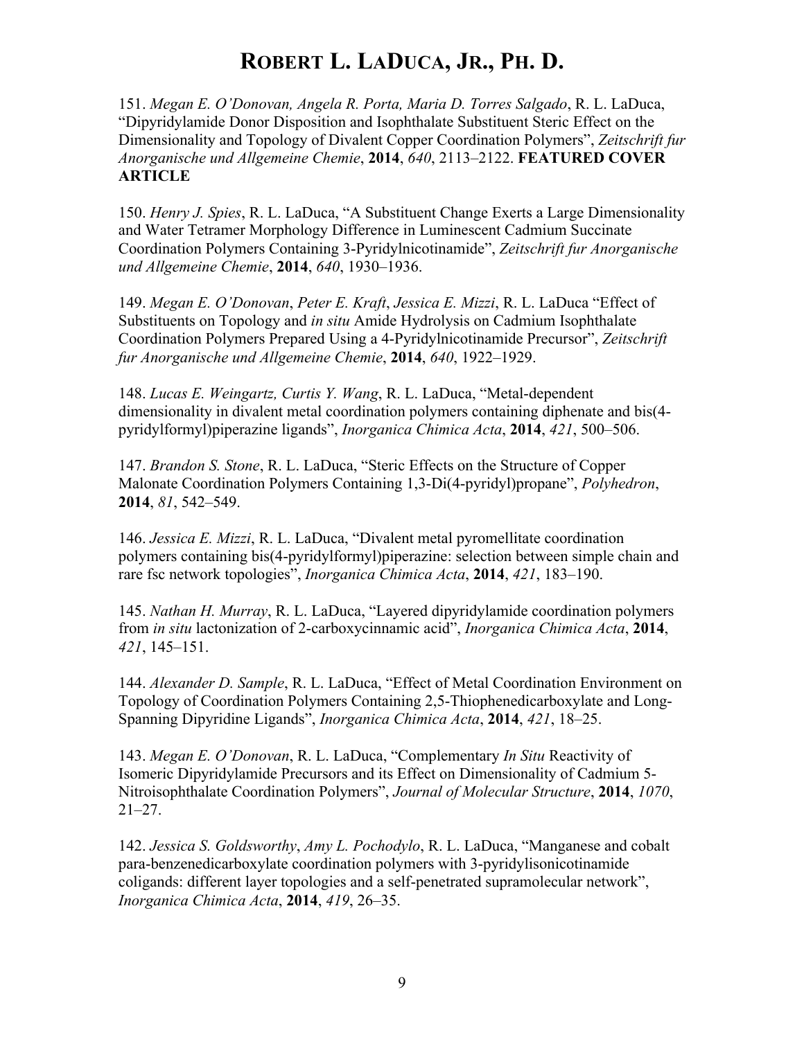# ROBERT L. LADUCA, JR., PH. D.

151. *Megan E. O'Donovan, Angela R. Porta, Maria D. Torres Salgado*, R. L. LaDuca, "Dipyridylamide Donor Disposition and Isophthalate Substituent Steric Effect on the Dimensionality and Topology of Divalent Copper Coordination Polymers", *Zeitschrift fur Anorganische und Allgemeine Chemie*, **2014**, *640*, 2113–2122. **FEATURED COVER ARTICLE**

150. *Henry J. Spies*, R. L. LaDuca, "A Substituent Change Exerts a Large Dimensionality and Water Tetramer Morphology Difference in Luminescent Cadmium Succinate Coordination Polymers Containing 3-Pyridylnicotinamide", *Zeitschrift fur Anorganische und Allgemeine Chemie*, **2014**, *640*, 1930–1936.

149. *Megan E. O'Donovan*, *Peter E. Kraft*, *Jessica E. Mizzi*, R. L. LaDuca "Effect of Substituents on Topology and *in situ* Amide Hydrolysis on Cadmium Isophthalate Coordination Polymers Prepared Using a 4-Pyridylnicotinamide Precursor", *Zeitschrift fur Anorganische und Allgemeine Chemie*, **2014**, *640*, 1922–1929.

148. *Lucas E. Weingartz, Curtis Y. Wang*, R. L. LaDuca, "Metal-dependent dimensionality in divalent metal coordination polymers containing diphenate and bis(4-pyridylformyl)piperazine ligands", *Inorganica Chimica Acta*, **2014**, *421*, 500–506.

147. *Brandon S. Stone*, R. L. LaDuca, "Steric Effects on the Structure of Copper Malonate Coordination Polymers Containing 1,3-Di(4-pyridyl)propane", *Polyhedron*, **2014**, *81*, 542–549.

146. *Jessica E. Mizzi*, R. L. LaDuca, "Divalent metal pyromellitate coordination polymers containing bis(4-pyridylformyl)piperazine: selection between simple chain and rare fsc network topologies", *Inorganica Chimica Acta*, **2014**, *421*, 183–190.

145. *Nathan H. Murray*, R. L. LaDuca, "Layered dipyridylamide coordination polymers from *in situ* lactonization of 2-carboxycinnamic acid", *Inorganica Chimica Acta*, **2014**, *421*, 145–151.

144. *Alexander D. Sample*, R. L. LaDuca, "Effect of Metal Coordination Environment on Topology of Coordination Polymers Containing 2,5-Thiophenedicarboxylate and Long-Spanning Dipyridine Ligands", *Inorganica Chimica Acta*, **2014**, *421*, 18–25.

143. *Megan E. O'Donovan*, R. L. LaDuca, "Complementary *In Situ* Reactivity of Isomeric Dipyridylamide Precursors and its Effect on Dimensionality of Cadmium 5-Nitroisophthalate Coordination Polymers", *Journal of Molecular Structure*, **2014**, *1070*, 21–27.

142. *Jessica S. Goldsworthy*, *Amy L. Pochodylo*, R. L. LaDuca, "Manganese and cobalt para-benzenedicarboxylate coordination polymers with 3-pyridylisonicotinamide coligands: different layer topologies and a self-penetrated supramolecular network", *Inorganica Chimica Acta*, **2014**, *419*, 26–35.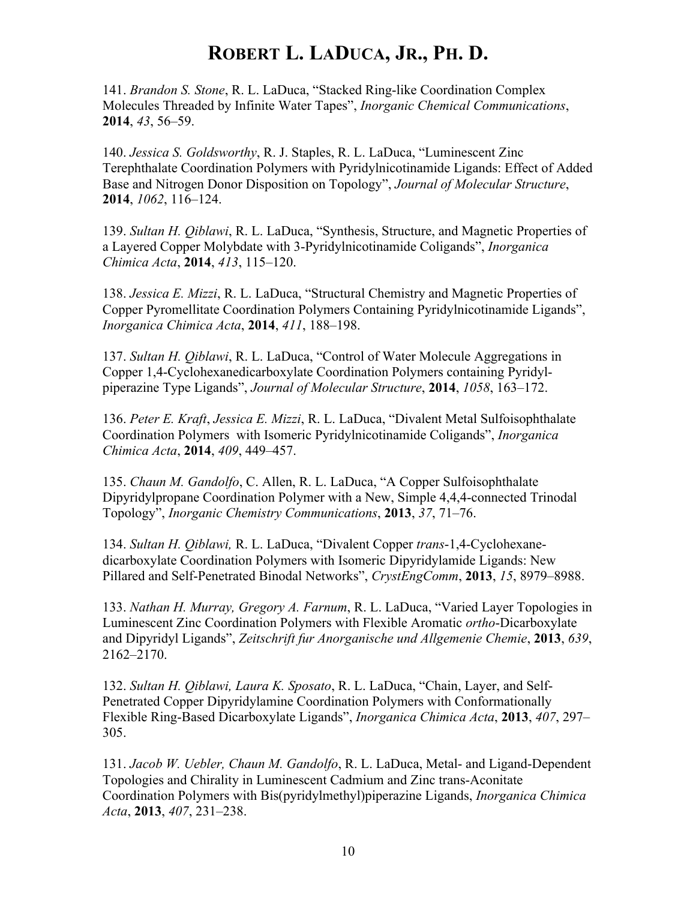141. *Brandon S. Stone*, R. L. LaDuca, "Stacked Ring-like Coordination Complex Molecules Threaded by Infinite Water Tapes", *Inorganic Chemical Communications*, **2014**, *43*, 56–59.

140. *Jessica S. Goldsworthy*, R. J. Staples, R. L. LaDuca, "Luminescent Zinc Terephthalate Coordination Polymers with Pyridylnicotinamide Ligands: Effect of Added Base and Nitrogen Donor Disposition on Topology", *Journal of Molecular Structure*, **2014**, *1062*, 116–124.

139. *Sultan H. Qiblawi*, R. L. LaDuca, "Synthesis, Structure, and Magnetic Properties of a Layered Copper Molybdate with 3-Pyridylnicotinamide Coligands", *Inorganica Chimica Acta*, **2014**, *413*, 115–120.

138. *Jessica E. Mizzi*, R. L. LaDuca, "Structural Chemistry and Magnetic Properties of Copper Pyromellitate Coordination Polymers Containing Pyridylnicotinamide Ligands", *Inorganica Chimica Acta*, **2014**, *411*, 188–198.

137. *Sultan H. Qiblawi*, R. L. LaDuca, "Control of Water Molecule Aggregations in Copper 1,4-Cyclohexanedicarboxylate Coordination Polymers containing Pyridyl-piperazine Type Ligands", *Journal of Molecular Structure*, **2014**, *1058*, 163–172.

136. *Peter E. Kraft*, *Jessica E. Mizzi*, R. L. LaDuca, "Divalent Metal Sulfoisophthalate Coordination Polymers with Isomeric Pyridylnicotinamide Coligands", *Inorganica Chimica Acta*, **2014**, *409*, 449–457.

135. *Chaun M. Gandolfo*, C. Allen, R. L. LaDuca, "A Copper Sulfoisophthalate Dipyridylpropane Coordination Polymer with a New, Simple 4,4,4-connected Trinodal Topology", *Inorganic Chemistry Communications*, **2013**, *37*, 71–76.

134. *Sultan H. Qiblawi,* R. L. LaDuca, "Divalent Copper *trans*-1,4-Cyclohexane-dicarboxylate Coordination Polymers with Isomeric Dipyridylamide Ligands: New Pillared and Self-Penetrated Binodal Networks", *CrystEngComm*, **2013**, *15*, 8979–8988.

133. *Nathan H. Murray, Gregory A. Farnum*, R. L. LaDuca, "Varied Layer Topologies in Luminescent Zinc Coordination Polymers with Flexible Aromatic *ortho*-Dicarboxylate and Dipyridyl Ligands", *Zeitschrift fur Anorganische und Allgemenie Chemie*, **2013**, *639*, 2162–2170.

132. *Sultan H. Qiblawi, Laura K. Sposato*, R. L. LaDuca, "Chain, Layer, and Self-Penetrated Copper Dipyridylamine Coordination Polymers with Conformationally Flexible Ring-Based Dicarboxylate Ligands", *Inorganica Chimica Acta*, **2013**, *407*, 297–305.

131. *Jacob W. Uebler, Chaun M. Gandolfo*, R. L. LaDuca, Metal- and Ligand-Dependent Topologies and Chirality in Luminescent Cadmium and Zinc trans-Aconitate Coordination Polymers with Bis(pyridylmethyl)piperazine Ligands, *Inorganica Chimica Acta*, **2013**, *407*, 231–238.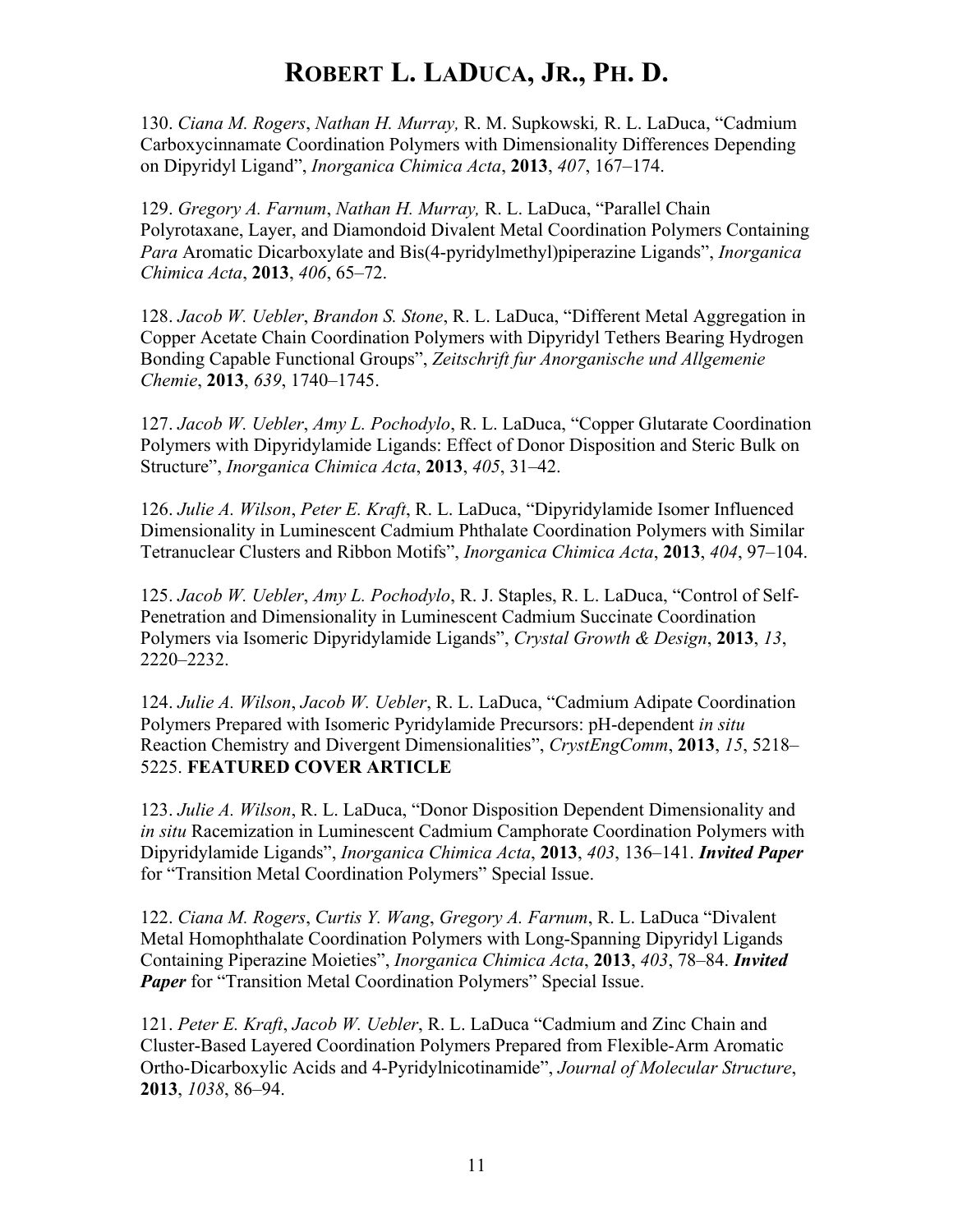130. *Ciana M. Rogers*, *Nathan H. Murray,* R. M. Supkowski*,* R. L. LaDuca, "Cadmium Carboxycinnamate Coordination Polymers with Dimensionality Differences Depending on Dipyridyl Ligand", *Inorganica Chimica Acta*, **2013**, *407*, 167–174.

129. *Gregory A. Farnum*, *Nathan H. Murray,* R. L. LaDuca, "Parallel Chain Polyrotaxane, Layer, and Diamondoid Divalent Metal Coordination Polymers Containing *Para* Aromatic Dicarboxylate and Bis(4-pyridylmethyl)piperazine Ligands", *Inorganica Chimica Acta*, **2013**, *406*, 65–72.

128. *Jacob W. Uebler*, *Brandon S. Stone*, R. L. LaDuca, "Different Metal Aggregation in Copper Acetate Chain Coordination Polymers with Dipyridyl Tethers Bearing Hydrogen Bonding Capable Functional Groups", *Zeitschrift fur Anorganische und Allgemenie Chemie*, **2013**, *639*, 1740–1745.

127. *Jacob W. Uebler*, *Amy L. Pochodylo*, R. L. LaDuca, "Copper Glutarate Coordination Polymers with Dipyridylamide Ligands: Effect of Donor Disposition and Steric Bulk on Structure", *Inorganica Chimica Acta*, **2013**, *405*, 31–42.

126. *Julie A. Wilson*, *Peter E. Kraft*, R. L. LaDuca, "Dipyridylamide Isomer Influenced Dimensionality in Luminescent Cadmium Phthalate Coordination Polymers with Similar Tetranuclear Clusters and Ribbon Motifs", *Inorganica Chimica Acta*, **2013**, *404*, 97–104.

125. *Jacob W. Uebler*, *Amy L. Pochodylo*, R. J. Staples, R. L. LaDuca, "Control of Self-Penetration and Dimensionality in Luminescent Cadmium Succinate Coordination Polymers via Isomeric Dipyridylamide Ligands", *Crystal Growth & Design*, **2013**, *13*, 2220–2232.

124. *Julie A. Wilson*, *Jacob W. Uebler*, R. L. LaDuca, "Cadmium Adipate Coordination Polymers Prepared with Isomeric Pyridylamide Precursors: pH-dependent *in situ* Reaction Chemistry and Divergent Dimensionalities", *CrystEngComm*, **2013**, *15*, 5218–5225. **FEATURED COVER ARTICLE**

123. *Julie A. Wilson*, R. L. LaDuca, "Donor Disposition Dependent Dimensionality and *in situ* Racemization in Luminescent Cadmium Camphorate Coordination Polymers with Dipyridylamide Ligands", *Inorganica Chimica Acta*, **2013**, *403*, 136–141. ***Invited Paper*** for "Transition Metal Coordination Polymers" Special Issue.

122. *Ciana M. Rogers*, *Curtis Y. Wang*, *Gregory A. Farnum*, R. L. LaDuca "Divalent Metal Homophthalate Coordination Polymers with Long-Spanning Dipyridyl Ligands Containing Piperazine Moieties", *Inorganica Chimica Acta*, **2013**, *403*, 78–84. ***Invited Paper*** for "Transition Metal Coordination Polymers" Special Issue.

121. *Peter E. Kraft*, *Jacob W. Uebler*, R. L. LaDuca "Cadmium and Zinc Chain and Cluster-Based Layered Coordination Polymers Prepared from Flexible-Arm Aromatic Ortho-Dicarboxylic Acids and 4-Pyridylnicotinamide", *Journal of Molecular Structure*, **2013**, *1038*, 86–94.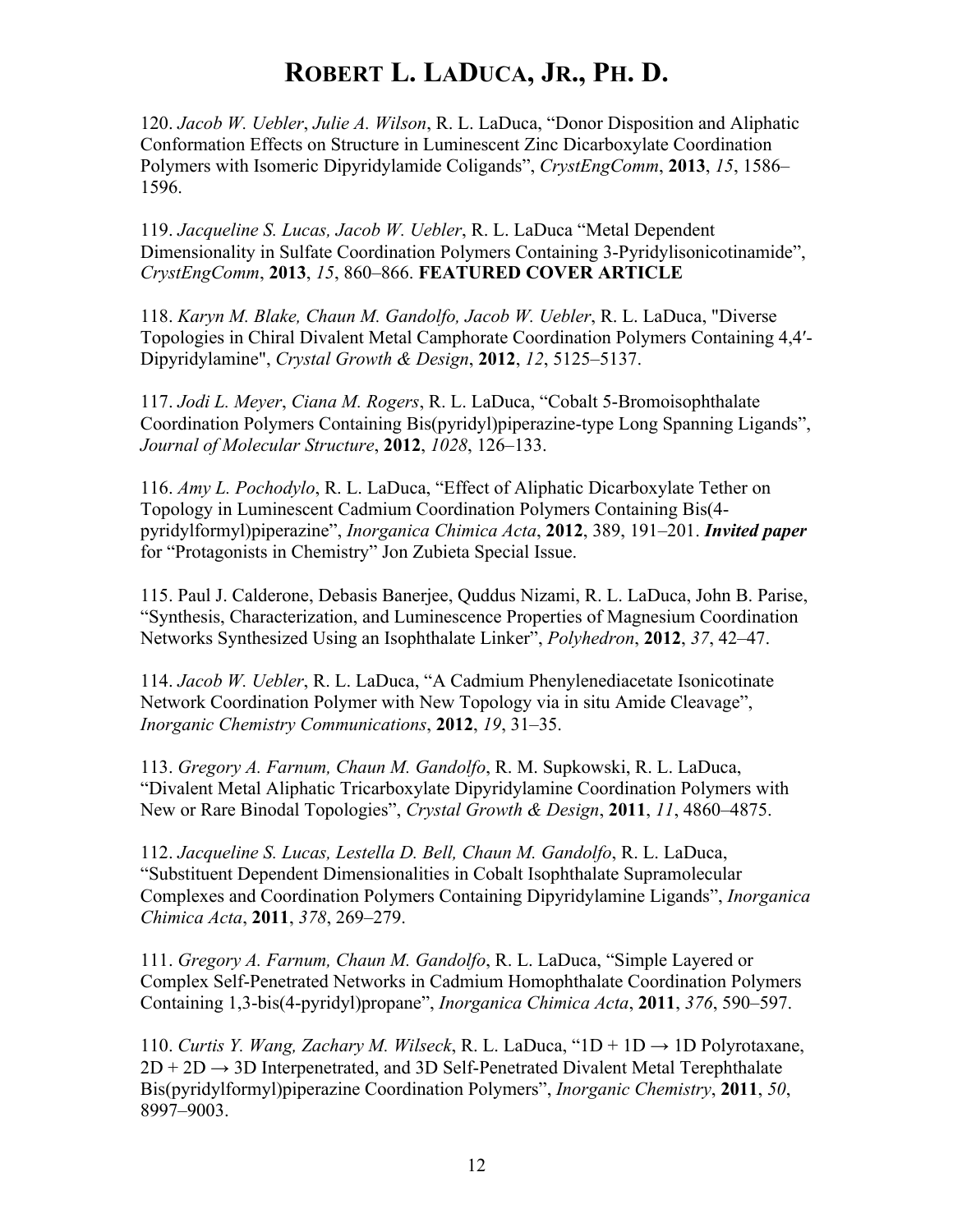120. *Jacob W. Uebler*, *Julie A. Wilson*, R. L. LaDuca, "Donor Disposition and Aliphatic Conformation Effects on Structure in Luminescent Zinc Dicarboxylate Coordination Polymers with Isomeric Dipyridylamide Coligands", *CrystEngComm*, **2013**, *15*, 1586–1596.

119. *Jacqueline S. Lucas, Jacob W. Uebler*, R. L. LaDuca "Metal Dependent Dimensionality in Sulfate Coordination Polymers Containing 3-Pyridylisonicotinamide", *CrystEngComm*, **2013**, *15*, 860–866. **FEATURED COVER ARTICLE**

118. *Karyn M. Blake, Chaun M. Gandolfo, Jacob W. Uebler*, R. L. LaDuca, "Diverse Topologies in Chiral Divalent Metal Camphorate Coordination Polymers Containing 4,4′-Dipyridylamine", *Crystal Growth & Design*, **2012**, *12*, 5125–5137.

117. *Jodi L. Meyer*, *Ciana M. Rogers*, R. L. LaDuca, "Cobalt 5-Bromoisophthalate Coordination Polymers Containing Bis(pyridyl)piperazine-type Long Spanning Ligands", *Journal of Molecular Structure*, **2012**, *1028*, 126–133.

116. *Amy L. Pochodylo*, R. L. LaDuca, "Effect of Aliphatic Dicarboxylate Tether on Topology in Luminescent Cadmium Coordination Polymers Containing Bis(4-pyridylformyl)piperazine", *Inorganica Chimica Acta*, **2012**, 389, 191–201. ***Invited paper*** for "Protagonists in Chemistry" Jon Zubieta Special Issue.

115. Paul J. Calderone, Debasis Banerjee, Quddus Nizami, R. L. LaDuca, John B. Parise, "Synthesis, Characterization, and Luminescence Properties of Magnesium Coordination Networks Synthesized Using an Isophthalate Linker", *Polyhedron*, **2012**, *37*, 42–47.

114. *Jacob W. Uebler*, R. L. LaDuca, "A Cadmium Phenylenediacetate Isonicotinate Network Coordination Polymer with New Topology via in situ Amide Cleavage", *Inorganic Chemistry Communications*, **2012**, *19*, 31–35.

113. *Gregory A. Farnum, Chaun M. Gandolfo*, R. M. Supkowski, R. L. LaDuca, "Divalent Metal Aliphatic Tricarboxylate Dipyridylamine Coordination Polymers with New or Rare Binodal Topologies", *Crystal Growth & Design*, **2011**, *11*, 4860–4875.

112. *Jacqueline S. Lucas, Lestella D. Bell, Chaun M. Gandolfo*, R. L. LaDuca, "Substituent Dependent Dimensionalities in Cobalt Isophthalate Supramolecular Complexes and Coordination Polymers Containing Dipyridylamine Ligands", *Inorganica Chimica Acta*, **2011**, *378*, 269–279.

111. *Gregory A. Farnum, Chaun M. Gandolfo*, R. L. LaDuca, "Simple Layered or Complex Self-Penetrated Networks in Cadmium Homophthalate Coordination Polymers Containing 1,3-bis(4-pyridyl)propane", *Inorganica Chimica Acta*, **2011**, *376*, 590–597.

110. *Curtis Y. Wang, Zachary M. Wilseck*, R. L. LaDuca, "1D + 1D → 1D Polyrotaxane, 2D + 2D → 3D Interpenetrated, and 3D Self-Penetrated Divalent Metal Terephthalate Bis(pyridylformyl)piperazine Coordination Polymers", *Inorganic Chemistry*, **2011**, *50*, 8997–9003.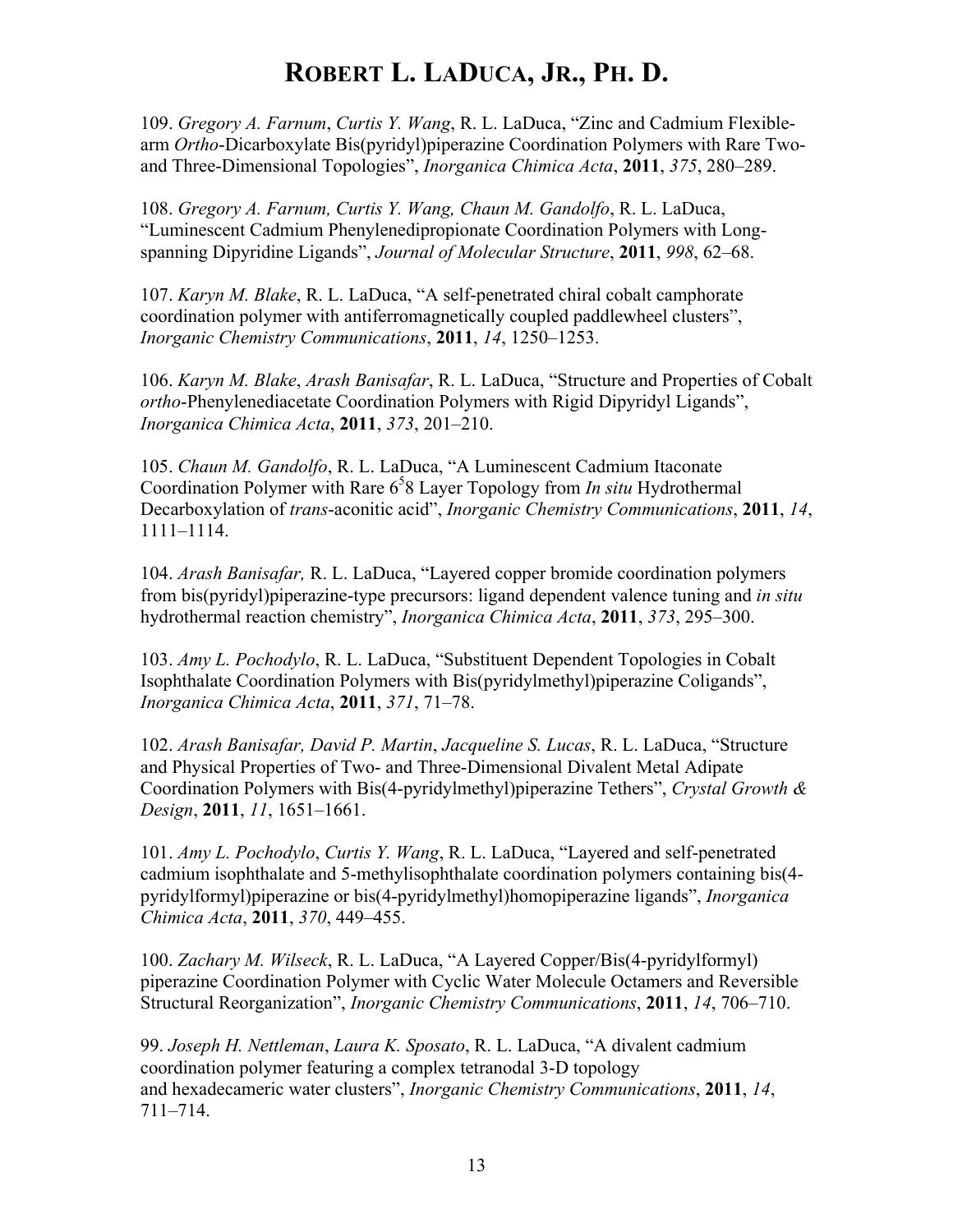109. *Gregory A. Farnum*, *Curtis Y. Wang*, R. L. LaDuca, "Zinc and Cadmium Flexible-arm *Ortho*-Dicarboxylate Bis(pyridyl)piperazine Coordination Polymers with Rare Two- and Three-Dimensional Topologies", *Inorganica Chimica Acta*, **2011**, *375*, 280–289.

108. *Gregory A. Farnum, Curtis Y. Wang, Chaun M. Gandolfo*, R. L. LaDuca, "Luminescent Cadmium Phenylenedipropionate Coordination Polymers with Long-spanning Dipyridine Ligands", *Journal of Molecular Structure*, **2011**, *998*, 62–68.

107. *Karyn M. Blake*, R. L. LaDuca, "A self-penetrated chiral cobalt camphorate coordination polymer with antiferromagnetically coupled paddlewheel clusters", *Inorganic Chemistry Communications*, **2011**, *14*, 1250–1253.

106. *Karyn M. Blake*, *Arash Banisafar*, R. L. LaDuca, "Structure and Properties of Cobalt *ortho*-Phenylenediacetate Coordination Polymers with Rigid Dipyridyl Ligands", *Inorganica Chimica Acta*, **2011**, *373*, 201–210.

105. *Chaun M. Gandolfo*, R. L. LaDuca, "A Luminescent Cadmium Itaconate Coordination Polymer with Rare $6^5 8$ Layer Topology from *In situ* Hydrothermal Decarboxylation of *trans*-aconitic acid", *Inorganic Chemistry Communications*, **2011**, *14*, 1111–1114.

104. *Arash Banisafar,* R. L. LaDuca, "Layered copper bromide coordination polymers from bis(pyridyl)piperazine-type precursors: ligand dependent valence tuning and *in situ* hydrothermal reaction chemistry", *Inorganica Chimica Acta*, **2011**, *373*, 295–300.

103. *Amy L. Pochodylo*, R. L. LaDuca, "Substituent Dependent Topologies in Cobalt Isophthalate Coordination Polymers with Bis(pyridylmethyl)piperazine Coligands", *Inorganica Chimica Acta*, **2011**, *371*, 71–78.

102. *Arash Banisafar, David P. Martin*, *Jacqueline S. Lucas*, R. L. LaDuca, "Structure and Physical Properties of Two- and Three-Dimensional Divalent Metal Adipate Coordination Polymers with Bis(4-pyridylmethyl)piperazine Tethers", *Crystal Growth & Design*, **2011**, *11*, 1651–1661.

101. *Amy L. Pochodylo*, *Curtis Y. Wang*, R. L. LaDuca, "Layered and self-penetrated cadmium isophthalate and 5-methylisophthalate coordination polymers containing bis(4-pyridylformyl)piperazine or bis(4-pyridylmethyl)homopiperazine ligands", *Inorganica Chimica Acta*, **2011**, *370*, 449–455.

100. *Zachary M. Wilseck*, R. L. LaDuca, "A Layered Copper/Bis(4-pyridylformyl) piperazine Coordination Polymer with Cyclic Water Molecule Octamers and Reversible Structural Reorganization", *Inorganic Chemistry Communications*, **2011**, *14*, 706–710.

99. *Joseph H. Nettleman*, *Laura K. Sposato*, R. L. LaDuca, "A divalent cadmium coordination polymer featuring a complex tetranodal 3-D topology and hexadecameric water clusters", *Inorganic Chemistry Communications*, **2011**, *14*, 711–714.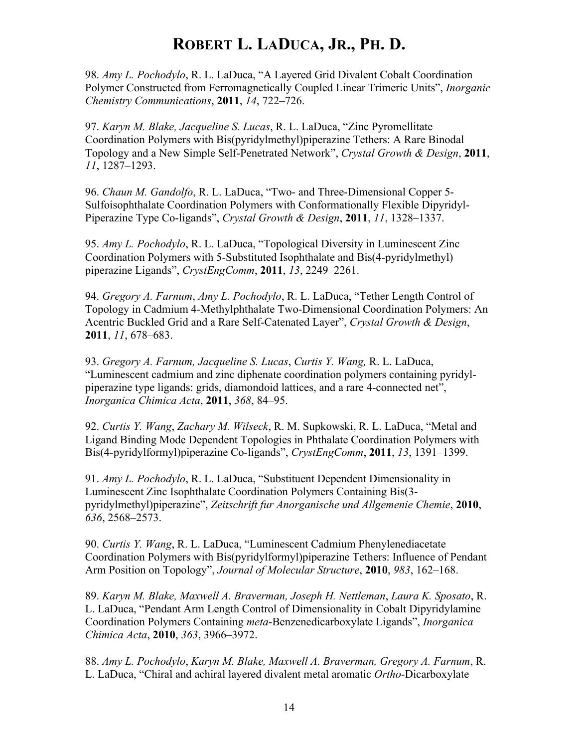98. *Amy L. Pochodylo*, R. L. LaDuca, “A Layered Grid Divalent Cobalt Coordination Polymer Constructed from Ferromagnetically Coupled Linear Trimeric Units”, *Inorganic Chemistry Communications*, **2011**, *14*, 722–726.

97. *Karyn M. Blake, Jacqueline S. Lucas*, R. L. LaDuca, “Zinc Pyromellitate Coordination Polymers with Bis(pyridylmethyl)piperazine Tethers: A Rare Binodal Topology and a New Simple Self-Penetrated Network”, *Crystal Growth & Design*, **2011**, *11*, 1287–1293.

96. *Chaun M. Gandolfo*, R. L. LaDuca, “Two- and Three-Dimensional Copper 5-Sulfoisophthalate Coordination Polymers with Conformationally Flexible Dipyridyl-Piperazine Type Co-ligands”, *Crystal Growth & Design*, **2011**, *11*, 1328–1337.

95. *Amy L. Pochodylo*, R. L. LaDuca, “Topological Diversity in Luminescent Zinc Coordination Polymers with 5-Substituted Isophthalate and Bis(4-pyridylmethyl) piperazine Ligands”, *CrystEngComm*, **2011**, *13*, 2249–2261.

94. *Gregory A. Farnum*, *Amy L. Pochodylo*, R. L. LaDuca, “Tether Length Control of Topology in Cadmium 4-Methylphthalate Two-Dimensional Coordination Polymers: An Acentric Buckled Grid and a Rare Self-Catenated Layer”, *Crystal Growth & Design*, **2011**, *11*, 678–683.

93. *Gregory A. Farnum, Jacqueline S. Lucas*, *Curtis Y. Wang,* R. L. LaDuca, “Luminescent cadmium and zinc diphenate coordination polymers containing pyridyl-piperazine type ligands: grids, diamondoid lattices, and a rare 4-connected net”, *Inorganica Chimica Acta*, **2011**, *368*, 84–95.

92. *Curtis Y. Wang*, *Zachary M. Wilseck*, R. M. Supkowski, R. L. LaDuca, “Metal and Ligand Binding Mode Dependent Topologies in Phthalate Coordination Polymers with Bis(4-pyridylformyl)piperazine Co-ligands”, *CrystEngComm*, **2011**, *13*, 1391–1399.

91. *Amy L. Pochodylo*, R. L. LaDuca, “Substituent Dependent Dimensionality in Luminescent Zinc Isophthalate Coordination Polymers Containing Bis(3-pyridylmethyl)piperazine”, *Zeitschrift fur Anorganische und Allgemenie Chemie*, **2010**, *636*, 2568–2573.

90. *Curtis Y. Wang*, R. L. LaDuca, “Luminescent Cadmium Phenylenediacetate Coordination Polymers with Bis(pyridylformyl)piperazine Tethers: Influence of Pendant Arm Position on Topology”, *Journal of Molecular Structure*, **2010**, *983*, 162–168.

89. *Karyn M. Blake, Maxwell A. Braverman, Joseph H. Nettleman*, *Laura K. Sposato*, R. L. LaDuca, “Pendant Arm Length Control of Dimensionality in Cobalt Dipyridylamine Coordination Polymers Containing *meta*-Benzenedicarboxylate Ligands”, *Inorganica Chimica Acta*, **2010**, *363*, 3966–3972.

88. *Amy L. Pochodylo*, *Karyn M. Blake, Maxwell A. Braverman, Gregory A. Farnum*, R. L. LaDuca, “Chiral and achiral layered divalent metal aromatic *Ortho*-Dicarboxylate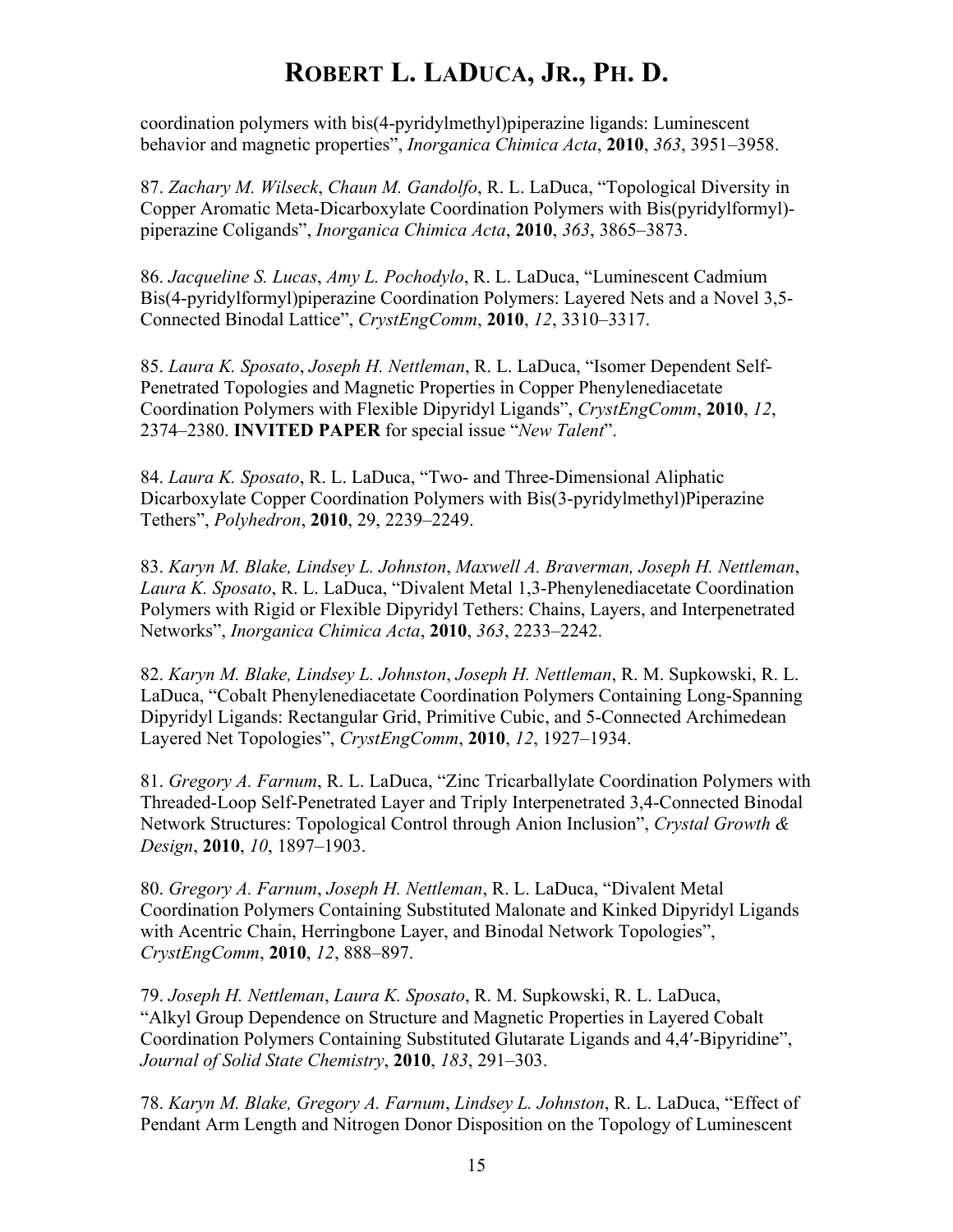coordination polymers with bis(4-pyridylmethyl)piperazine ligands: Luminescent behavior and magnetic properties", *Inorganica Chimica Acta*, **2010**, *363*, 3951–3958.

87. *Zachary M. Wilseck*, *Chaun M. Gandolfo*, R. L. LaDuca, "Topological Diversity in Copper Aromatic Meta-Dicarboxylate Coordination Polymers with Bis(pyridylformyl)-piperazine Coligands", *Inorganica Chimica Acta*, **2010**, *363*, 3865–3873.

86. *Jacqueline S. Lucas*, *Amy L. Pochodylo*, R. L. LaDuca, "Luminescent Cadmium Bis(4-pyridylformyl)piperazine Coordination Polymers: Layered Nets and a Novel 3,5-Connected Binodal Lattice", *CrystEngComm*, **2010**, *12*, 3310–3317.

85. *Laura K. Sposato*, *Joseph H. Nettleman*, R. L. LaDuca, "Isomer Dependent Self-Penetrated Topologies and Magnetic Properties in Copper Phenylenediacetate Coordination Polymers with Flexible Dipyridyl Ligands", *CrystEngComm*, **2010**, *12*, 2374–2380. **INVITED PAPER** for special issue "*New Talent*".

84. *Laura K. Sposato*, R. L. LaDuca, "Two- and Three-Dimensional Aliphatic Dicarboxylate Copper Coordination Polymers with Bis(3-pyridylmethyl)Piperazine Tethers", *Polyhedron*, **2010**, 29, 2239–2249.

83. *Karyn M. Blake, Lindsey L. Johnston*, *Maxwell A. Braverman, Joseph H. Nettleman*, *Laura K. Sposato*, R. L. LaDuca, "Divalent Metal 1,3-Phenylenediacetate Coordination Polymers with Rigid or Flexible Dipyridyl Tethers: Chains, Layers, and Interpenetrated Networks", *Inorganica Chimica Acta*, **2010**, *363*, 2233–2242.

82. *Karyn M. Blake, Lindsey L. Johnston*, *Joseph H. Nettleman*, R. M. Supkowski, R. L. LaDuca, "Cobalt Phenylenediacetate Coordination Polymers Containing Long-Spanning Dipyridyl Ligands: Rectangular Grid, Primitive Cubic, and 5-Connected Archimedean Layered Net Topologies", *CrystEngComm*, **2010**, *12*, 1927–1934.

81. *Gregory A. Farnum*, R. L. LaDuca, "Zinc Tricarballylate Coordination Polymers with Threaded-Loop Self-Penetrated Layer and Triply Interpenetrated 3,4-Connected Binodal Network Structures: Topological Control through Anion Inclusion", *Crystal Growth & Design*, **2010**, *10*, 1897–1903.

80. *Gregory A. Farnum*, *Joseph H. Nettleman*, R. L. LaDuca, "Divalent Metal Coordination Polymers Containing Substituted Malonate and Kinked Dipyridyl Ligands with Acentric Chain, Herringbone Layer, and Binodal Network Topologies", *CrystEngComm*, **2010**, *12*, 888–897.

79. *Joseph H. Nettleman*, *Laura K. Sposato*, R. M. Supkowski, R. L. LaDuca, "Alkyl Group Dependence on Structure and Magnetic Properties in Layered Cobalt Coordination Polymers Containing Substituted Glutarate Ligands and 4,4′-Bipyridine", *Journal of Solid State Chemistry*, **2010**, *183*, 291–303.

78. *Karyn M. Blake, Gregory A. Farnum*, *Lindsey L. Johnston*, R. L. LaDuca, "Effect of Pendant Arm Length and Nitrogen Donor Disposition on the Topology of Luminescent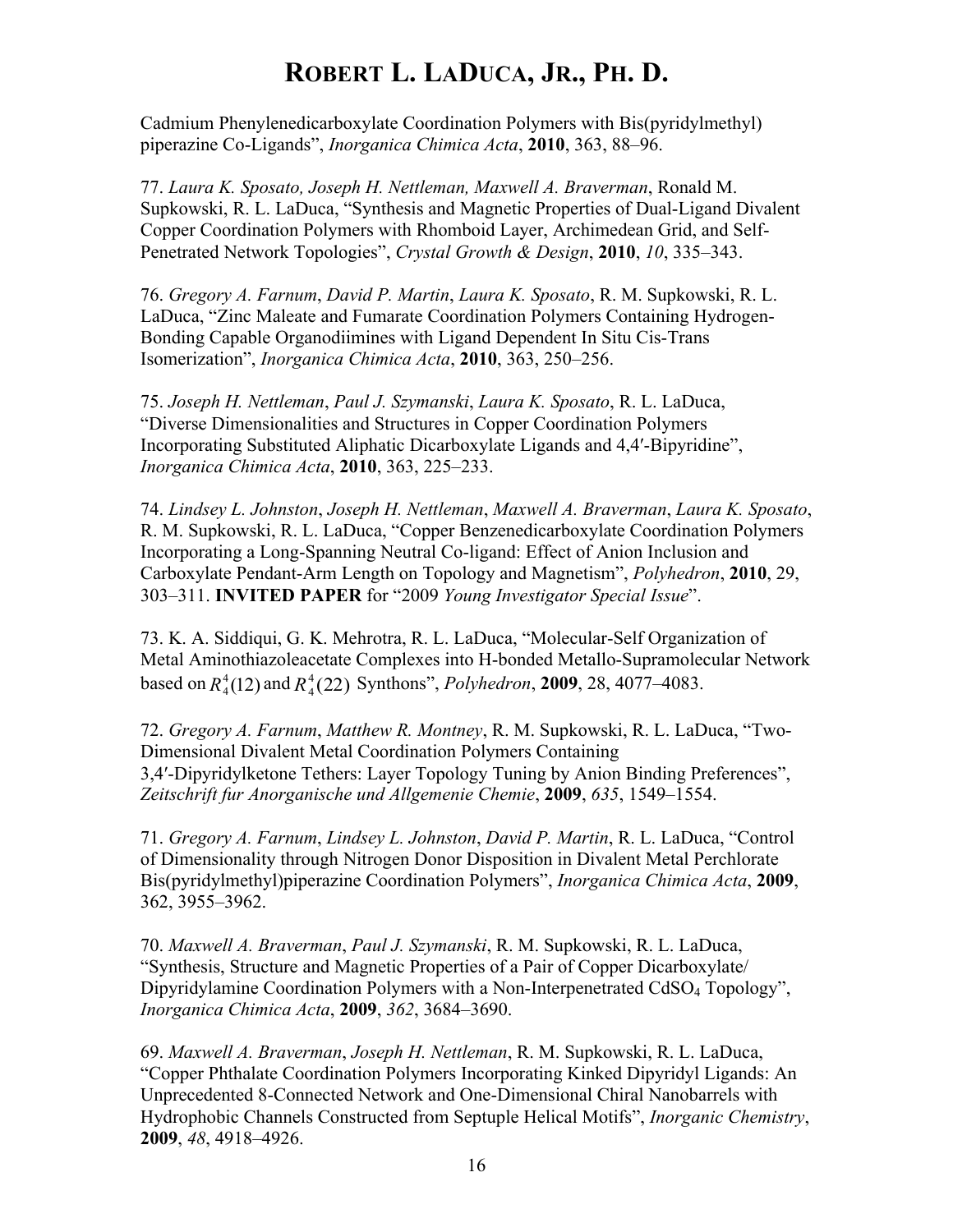Cadmium Phenylenedicarboxylate Coordination Polymers with Bis(pyridylmethyl) piperazine Co-Ligands", *Inorganica Chimica Acta*, **2010**, 363, 88–96.

77. *Laura K. Sposato, Joseph H. Nettleman, Maxwell A. Braverman*, Ronald M. Supkowski, R. L. LaDuca, "Synthesis and Magnetic Properties of Dual-Ligand Divalent Copper Coordination Polymers with Rhomboid Layer, Archimedean Grid, and Self-Penetrated Network Topologies", *Crystal Growth & Design*, **2010**, *10*, 335–343.

76. *Gregory A. Farnum*, *David P. Martin*, *Laura K. Sposato*, R. M. Supkowski, R. L. LaDuca, "Zinc Maleate and Fumarate Coordination Polymers Containing Hydrogen-Bonding Capable Organodiimines with Ligand Dependent In Situ Cis-Trans Isomerization", *Inorganica Chimica Acta*, **2010**, 363, 250–256.

75. *Joseph H. Nettleman*, *Paul J. Szymanski*, *Laura K. Sposato*, R. L. LaDuca, "Diverse Dimensionalities and Structures in Copper Coordination Polymers Incorporating Substituted Aliphatic Dicarboxylate Ligands and 4,4′-Bipyridine", *Inorganica Chimica Acta*, **2010**, 363, 225–233.

74. *Lindsey L. Johnston*, *Joseph H. Nettleman*, *Maxwell A. Braverman*, *Laura K. Sposato*, R. M. Supkowski, R. L. LaDuca, "Copper Benzenedicarboxylate Coordination Polymers Incorporating a Long-Spanning Neutral Co-ligand: Effect of Anion Inclusion and Carboxylate Pendant-Arm Length on Topology and Magnetism", *Polyhedron*, **2010**, 29, 303–311. **INVITED PAPER** for "2009 *Young Investigator Special Issue*".

73. K. A. Siddiqui, G. K. Mehrotra, R. L. LaDuca, "Molecular-Self Organization of Metal Aminothiazoleacetate Complexes into H-bonded Metallo-Supramolecular Network based on $R_4^4(12)$ and $R_4^4(22)$ Synthons", *Polyhedron*, **2009**, 28, 4077–4083.

72. *Gregory A. Farnum*, *Matthew R. Montney*, R. M. Supkowski, R. L. LaDuca, "Two-Dimensional Divalent Metal Coordination Polymers Containing 3,4′-Dipyridylketone Tethers: Layer Topology Tuning by Anion Binding Preferences", *Zeitschrift fur Anorganische und Allgemenie Chemie*, **2009**, *635*, 1549–1554.

71. *Gregory A. Farnum*, *Lindsey L. Johnston*, *David P. Martin*, R. L. LaDuca, "Control of Dimensionality through Nitrogen Donor Disposition in Divalent Metal Perchlorate Bis(pyridylmethyl)piperazine Coordination Polymers", *Inorganica Chimica Acta*, **2009**, 362, 3955–3962.

70. *Maxwell A. Braverman*, *Paul J. Szymanski*, R. M. Supkowski, R. L. LaDuca, "Synthesis, Structure and Magnetic Properties of a Pair of Copper Dicarboxylate/ Dipyridylamine Coordination Polymers with a Non-Interpenetrated $CdSO_4$ Topology", *Inorganica Chimica Acta*, **2009**, *362*, 3684–3690.

69. *Maxwell A. Braverman*, *Joseph H. Nettleman*, R. M. Supkowski, R. L. LaDuca, "Copper Phthalate Coordination Polymers Incorporating Kinked Dipyridyl Ligands: An Unprecedented 8-Connected Network and One-Dimensional Chiral Nanobarrels with Hydrophobic Channels Constructed from Septuple Helical Motifs", *Inorganic Chemistry*, **2009**, *48*, 4918–4926.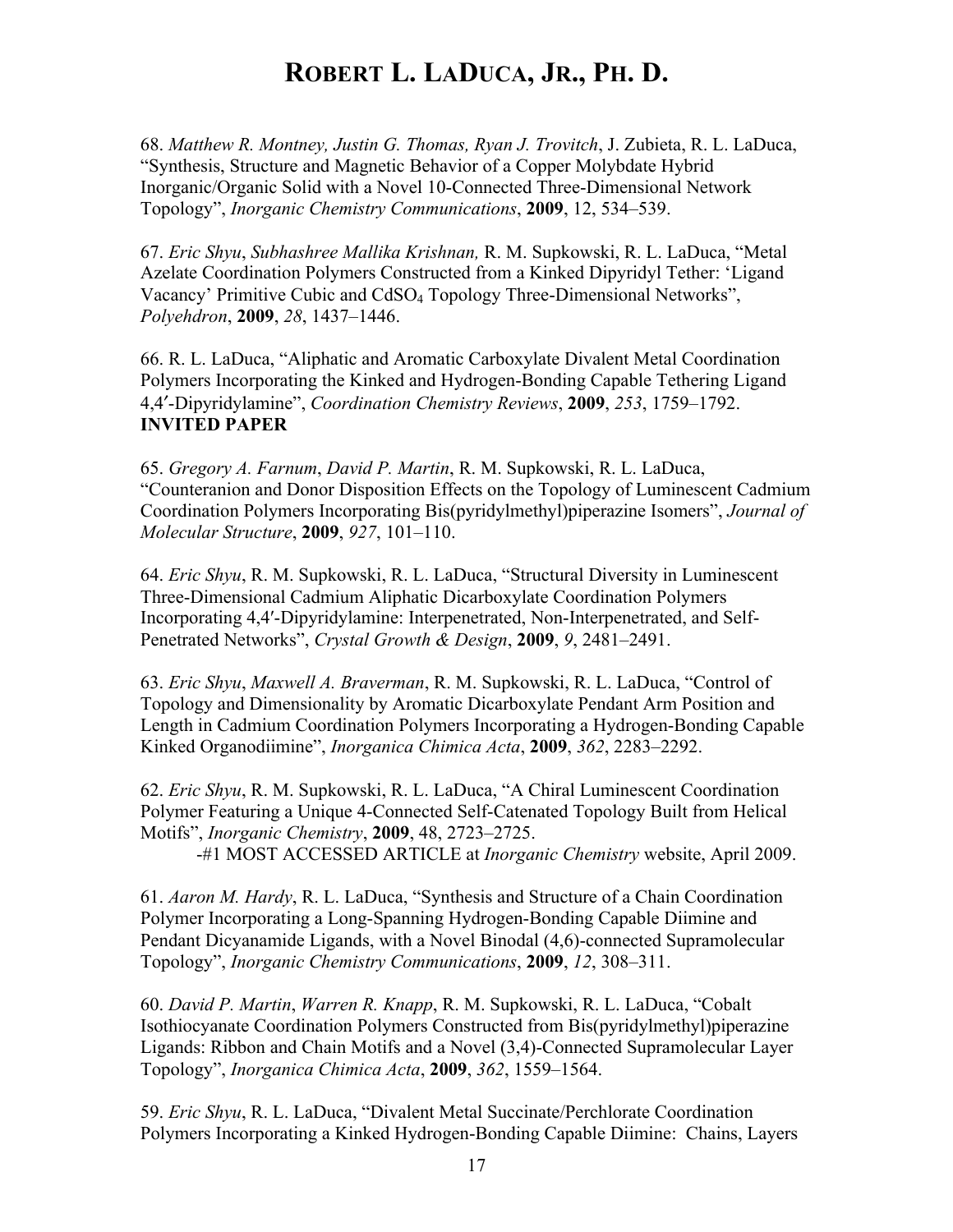# ROBERT L. LADUCA, JR., PH. D.

68. *Matthew R. Montney, Justin G. Thomas, Ryan J. Trovitch*, J. Zubieta, R. L. LaDuca, "Synthesis, Structure and Magnetic Behavior of a Copper Molybdate Hybrid Inorganic/Organic Solid with a Novel 10-Connected Three-Dimensional Network Topology", *Inorganic Chemistry Communications*, **2009**, 12, 534–539.

67. *Eric Shyu*, *Subhashree Mallika Krishnan,* R. M. Supkowski, R. L. LaDuca, "Metal Azelate Coordination Polymers Constructed from a Kinked Dipyridyl Tether: 'Ligand Vacancy' Primitive Cubic and $CdSO_4$ Topology Three-Dimensional Networks", *Polyehdron*, **2009**, *28*, 1437–1446.

66. R. L. LaDuca, "Aliphatic and Aromatic Carboxylate Divalent Metal Coordination Polymers Incorporating the Kinked and Hydrogen-Bonding Capable Tethering Ligand 4,4′-Dipyridylamine", *Coordination Chemistry Reviews*, **2009**, *253*, 1759–1792. **INVITED PAPER**

65. *Gregory A. Farnum*, *David P. Martin*, R. M. Supkowski, R. L. LaDuca, "Counteranion and Donor Disposition Effects on the Topology of Luminescent Cadmium Coordination Polymers Incorporating Bis(pyridylmethyl)piperazine Isomers", *Journal of Molecular Structure*, **2009**, *927*, 101–110.

64. *Eric Shyu*, R. M. Supkowski, R. L. LaDuca, "Structural Diversity in Luminescent Three-Dimensional Cadmium Aliphatic Dicarboxylate Coordination Polymers Incorporating 4,4′-Dipyridylamine: Interpenetrated, Non-Interpenetrated, and Self-Penetrated Networks", *Crystal Growth & Design*, **2009**, *9*, 2481–2491.

63. *Eric Shyu*, *Maxwell A. Braverman*, R. M. Supkowski, R. L. LaDuca, "Control of Topology and Dimensionality by Aromatic Dicarboxylate Pendant Arm Position and Length in Cadmium Coordination Polymers Incorporating a Hydrogen-Bonding Capable Kinked Organodiimine", *Inorganica Chimica Acta*, **2009**, *362*, 2283–2292.

62. *Eric Shyu*, R. M. Supkowski, R. L. LaDuca, "A Chiral Luminescent Coordination Polymer Featuring a Unique 4-Connected Self-Catenated Topology Built from Helical Motifs", *Inorganic Chemistry*, **2009**, 48, 2723–2725.
-#1 MOST ACCESSED ARTICLE at *Inorganic Chemistry* website, April 2009.

61. *Aaron M. Hardy*, R. L. LaDuca, "Synthesis and Structure of a Chain Coordination Polymer Incorporating a Long-Spanning Hydrogen-Bonding Capable Diimine and Pendant Dicyanamide Ligands, with a Novel Binodal (4,6)-connected Supramolecular Topology", *Inorganic Chemistry Communications*, **2009**, *12*, 308–311.

60. *David P. Martin*, *Warren R. Knapp*, R. M. Supkowski, R. L. LaDuca, "Cobalt Isothiocyanate Coordination Polymers Constructed from Bis(pyridylmethyl)piperazine Ligands: Ribbon and Chain Motifs and a Novel (3,4)-Connected Supramolecular Layer Topology", *Inorganica Chimica Acta*, **2009**, *362*, 1559–1564.

59. *Eric Shyu*, R. L. LaDuca, "Divalent Metal Succinate/Perchlorate Coordination Polymers Incorporating a Kinked Hydrogen-Bonding Capable Diimine: Chains, Layers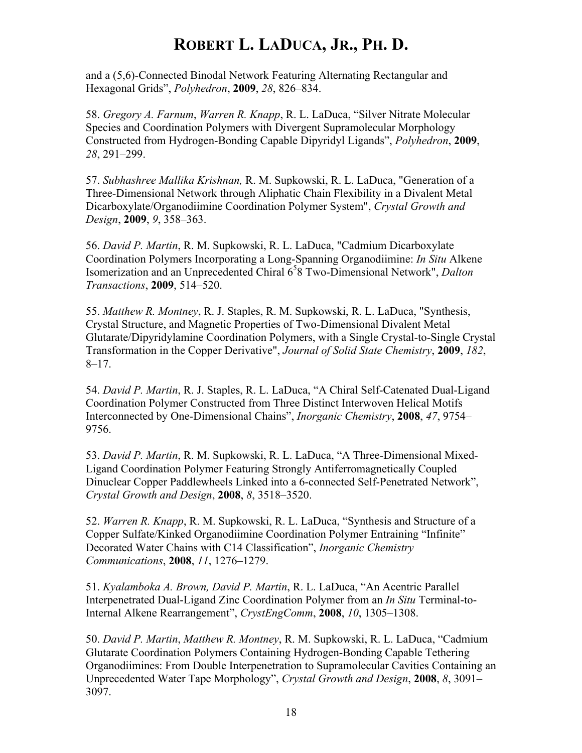and a (5,6)-Connected Binodal Network Featuring Alternating Rectangular and Hexagonal Grids", *Polyhedron*, **2009**, *28*, 826–834.

58. *Gregory A. Farnum*, *Warren R. Knapp*, R. L. LaDuca, "Silver Nitrate Molecular Species and Coordination Polymers with Divergent Supramolecular Morphology Constructed from Hydrogen-Bonding Capable Dipyridyl Ligands", *Polyhedron*, **2009**, *28*, 291–299.

57. *Subhashree Mallika Krishnan,* R. M. Supkowski, R. L. LaDuca, "Generation of a Three-Dimensional Network through Aliphatic Chain Flexibility in a Divalent Metal Dicarboxylate/Organodiimine Coordination Polymer System", *Crystal Growth and Design*, **2009**, *9*, 358–363.

56. *David P. Martin*, R. M. Supkowski, R. L. LaDuca, "Cadmium Dicarboxylate Coordination Polymers Incorporating a Long-Spanning Organodiimine: *In Situ* Alkene Isomerization and an Unprecedented Chiral $6^5 8$ Two-Dimensional Network", *Dalton Transactions*, **2009**, 514–520.

55. *Matthew R. Montney*, R. J. Staples, R. M. Supkowski, R. L. LaDuca, "Synthesis, Crystal Structure, and Magnetic Properties of Two-Dimensional Divalent Metal Glutarate/Dipyridylamine Coordination Polymers, with a Single Crystal-to-Single Crystal Transformation in the Copper Derivative", *Journal of Solid State Chemistry*, **2009**, *182*, 8–17.

54. *David P. Martin*, R. J. Staples, R. L. LaDuca, "A Chiral Self-Catenated Dual-Ligand Coordination Polymer Constructed from Three Distinct Interwoven Helical Motifs Interconnected by One-Dimensional Chains", *Inorganic Chemistry*, **2008**, *47*, 9754–9756.

53. *David P. Martin*, R. M. Supkowski, R. L. LaDuca, "A Three-Dimensional Mixed-Ligand Coordination Polymer Featuring Strongly Antiferromagnetically Coupled Dinuclear Copper Paddlewheels Linked into a 6-connected Self-Penetrated Network", *Crystal Growth and Design*, **2008**, *8*, 3518–3520.

52. *Warren R. Knapp*, R. M. Supkowski, R. L. LaDuca, "Synthesis and Structure of a Copper Sulfate/Kinked Organodiimine Coordination Polymer Entraining "Infinite" Decorated Water Chains with C14 Classification", *Inorganic Chemistry Communications*, **2008**, *11*, 1276–1279.

51. *Kyalamboka A. Brown, David P. Martin*, R. L. LaDuca, "An Acentric Parallel Interpenetrated Dual-Ligand Zinc Coordination Polymer from an *In Situ* Terminal-to-Internal Alkene Rearrangement", *CrystEngComm*, **2008**, *10*, 1305–1308.

50. *David P. Martin*, *Matthew R. Montney*, R. M. Supkowski, R. L. LaDuca, "Cadmium Glutarate Coordination Polymers Containing Hydrogen-Bonding Capable Tethering Organodiimines: From Double Interpenetration to Supramolecular Cavities Containing an Unprecedented Water Tape Morphology", *Crystal Growth and Design*, **2008**, *8*, 3091–3097.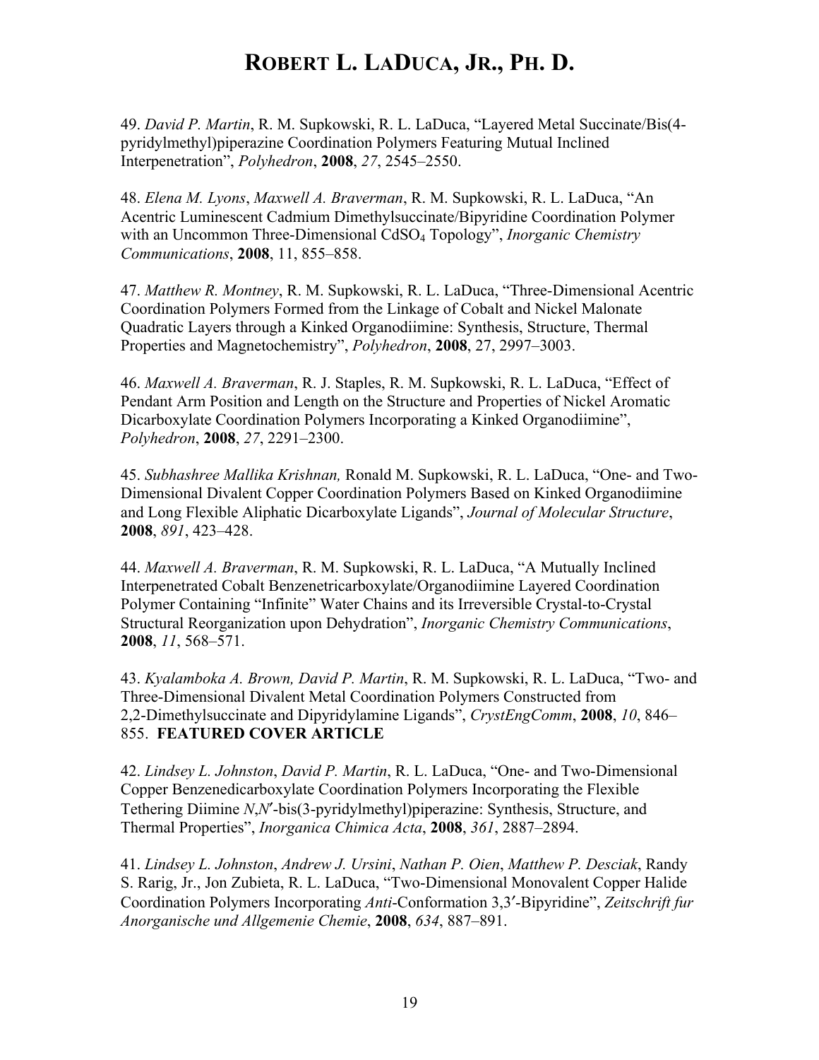49. *David P. Martin*, R. M. Supkowski, R. L. LaDuca, "Layered Metal Succinate/Bis(4-pyridylmethyl)piperazine Coordination Polymers Featuring Mutual Inclined Interpenetration", *Polyhedron*, **2008**, *27*, 2545–2550.

48. *Elena M. Lyons*, *Maxwell A. Braverman*, R. M. Supkowski, R. L. LaDuca, "An Acentric Luminescent Cadmium Dimethylsuccinate/Bipyridine Coordination Polymer with an Uncommon Three-Dimensional $CdSO_4$ Topology", *Inorganic Chemistry Communications*, **2008**, 11, 855–858.

47. *Matthew R. Montney*, R. M. Supkowski, R. L. LaDuca, "Three-Dimensional Acentric Coordination Polymers Formed from the Linkage of Cobalt and Nickel Malonate Quadratic Layers through a Kinked Organodiimine: Synthesis, Structure, Thermal Properties and Magnetochemistry", *Polyhedron*, **2008**, 27, 2997–3003.

46. *Maxwell A. Braverman*, R. J. Staples, R. M. Supkowski, R. L. LaDuca, "Effect of Pendant Arm Position and Length on the Structure and Properties of Nickel Aromatic Dicarboxylate Coordination Polymers Incorporating a Kinked Organodiimine", *Polyhedron*, **2008**, *27*, 2291–2300.

45. *Subhashree Mallika Krishnan,* Ronald M. Supkowski, R. L. LaDuca, "One- and Two-Dimensional Divalent Copper Coordination Polymers Based on Kinked Organodiimine and Long Flexible Aliphatic Dicarboxylate Ligands", *Journal of Molecular Structure*, **2008**, *891*, 423–428.

44. *Maxwell A. Braverman*, R. M. Supkowski, R. L. LaDuca, "A Mutually Inclined Interpenetrated Cobalt Benzenetricarboxylate/Organodiimine Layered Coordination Polymer Containing "Infinite" Water Chains and its Irreversible Crystal-to-Crystal Structural Reorganization upon Dehydration", *Inorganic Chemistry Communications*, **2008**, *11*, 568–571.

43. *Kyalamboka A. Brown, David P. Martin*, R. M. Supkowski, R. L. LaDuca, "Two- and Three-Dimensional Divalent Metal Coordination Polymers Constructed from 2,2-Dimethylsuccinate and Dipyridylamine Ligands", *CrystEngComm*, **2008**, *10*, 846–855. **FEATURED COVER ARTICLE**

42. *Lindsey L. Johnston*, *David P. Martin*, R. L. LaDuca, "One- and Two-Dimensional Copper Benzenedicarboxylate Coordination Polymers Incorporating the Flexible Tethering Diimine *N*,*N*′-bis(3-pyridylmethyl)piperazine: Synthesis, Structure, and Thermal Properties", *Inorganica Chimica Acta*, **2008**, *361*, 2887–2894.

41. *Lindsey L. Johnston*, *Andrew J. Ursini*, *Nathan P. Oien*, *Matthew P. Desciak*, Randy S. Rarig, Jr., Jon Zubieta, R. L. LaDuca, "Two-Dimensional Monovalent Copper Halide Coordination Polymers Incorporating *Anti*-Conformation 3,3′-Bipyridine", *Zeitschrift fur Anorganische und Allgemenie Chemie*, **2008**, *634*, 887–891.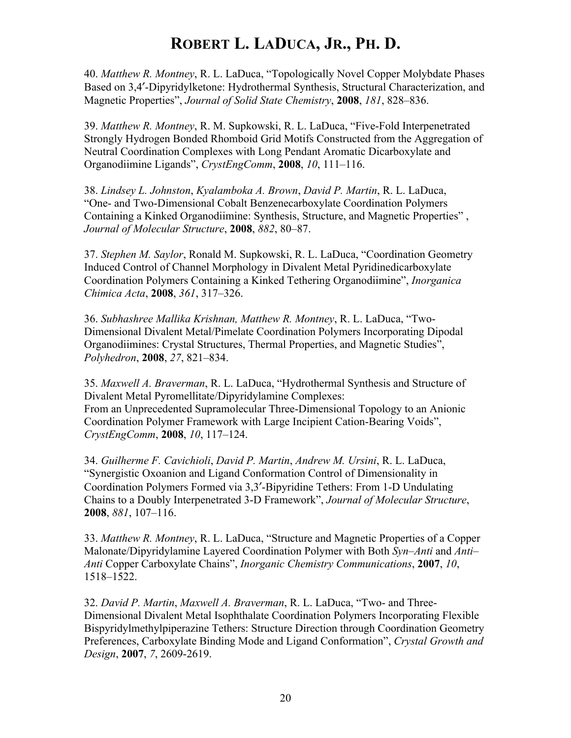40. *Matthew R. Montney*, R. L. LaDuca, “Topologically Novel Copper Molybdate Phases Based on 3,4′-Dipyridylketone: Hydrothermal Synthesis, Structural Characterization, and Magnetic Properties”, *Journal of Solid State Chemistry*, **2008**, *181*, 828–836.

39. *Matthew R. Montney*, R. M. Supkowski, R. L. LaDuca, “Five-Fold Interpenetrated Strongly Hydrogen Bonded Rhomboid Grid Motifs Constructed from the Aggregation of Neutral Coordination Complexes with Long Pendant Aromatic Dicarboxylate and Organodiimine Ligands”, *CrystEngComm*, **2008**, *10*, 111–116.

38. *Lindsey L. Johnston*, *Kyalamboka A. Brown*, *David P. Martin*, R. L. LaDuca, “One- and Two-Dimensional Cobalt Benzenecarboxylate Coordination Polymers Containing a Kinked Organodiimine: Synthesis, Structure, and Magnetic Properties” , *Journal of Molecular Structure*, **2008**, *882*, 80–87.

37. *Stephen M. Saylor*, Ronald M. Supkowski, R. L. LaDuca, “Coordination Geometry Induced Control of Channel Morphology in Divalent Metal Pyridinedicarboxylate Coordination Polymers Containing a Kinked Tethering Organodiimine”, *Inorganica Chimica Acta*, **2008**, *361*, 317–326.

36. *Subhashree Mallika Krishnan, Matthew R. Montney*, R. L. LaDuca, “Two-Dimensional Divalent Metal/Pimelate Coordination Polymers Incorporating Dipodal Organodiimines: Crystal Structures, Thermal Properties, and Magnetic Studies”, *Polyhedron*, **2008**, *27*, 821–834.

35. *Maxwell A. Braverman*, R. L. LaDuca, “Hydrothermal Synthesis and Structure of Divalent Metal Pyromellitate/Dipyridylamine Complexes: From an Unprecedented Supramolecular Three-Dimensional Topology to an Anionic Coordination Polymer Framework with Large Incipient Cation-Bearing Voids”, *CrystEngComm*, **2008**, *10*, 117–124.

34. *Guilherme F. Cavichioli*, *David P. Martin*, *Andrew M. Ursini*, R. L. LaDuca, “Synergistic Oxoanion and Ligand Conformation Control of Dimensionality in Coordination Polymers Formed via 3,3′-Bipyridine Tethers: From 1-D Undulating Chains to a Doubly Interpenetrated 3-D Framework”, *Journal of Molecular Structure*, **2008**, *881*, 107–116.

33. *Matthew R. Montney*, R. L. LaDuca, “Structure and Magnetic Properties of a Copper Malonate/Dipyridylamine Layered Coordination Polymer with Both *Syn–Anti* and *Anti–Anti* Copper Carboxylate Chains”, *Inorganic Chemistry Communications*, **2007**, *10*, 1518–1522.

32. *David P. Martin*, *Maxwell A. Braverman*, R. L. LaDuca, “Two- and Three-Dimensional Divalent Metal Isophthalate Coordination Polymers Incorporating Flexible Bispyridylmethylpiperazine Tethers: Structure Direction through Coordination Geometry Preferences, Carboxylate Binding Mode and Ligand Conformation”, *Crystal Growth and Design*, **2007**, *7*, 2609-2619.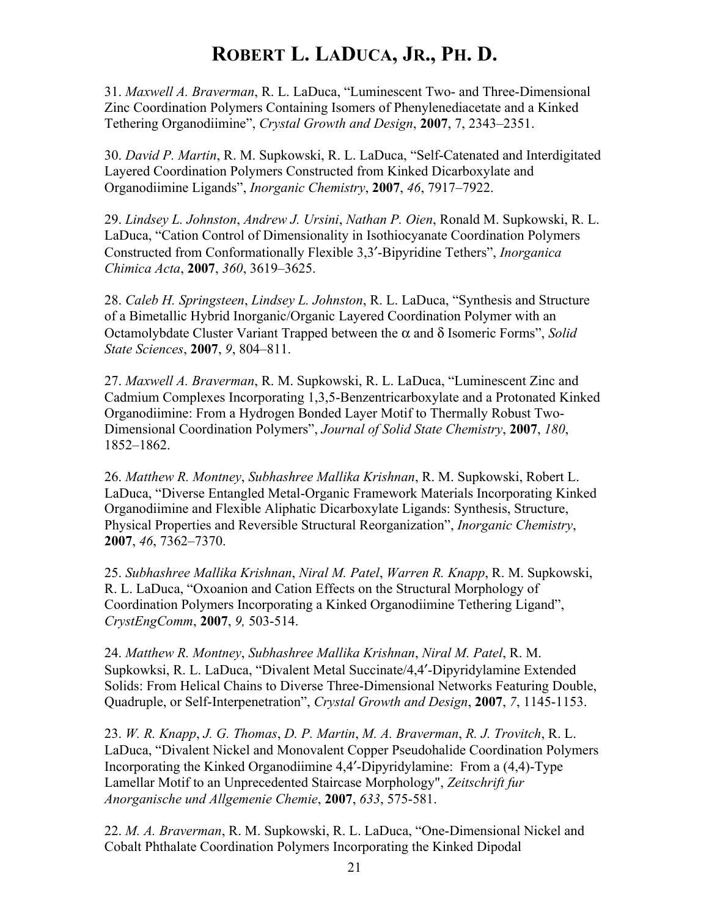31. *Maxwell A. Braverman*, R. L. LaDuca, "Luminescent Two- and Three-Dimensional Zinc Coordination Polymers Containing Isomers of Phenylenediacetate and a Kinked Tethering Organodiimine", *Crystal Growth and Design*, **2007**, 7, 2343–2351.

30. *David P. Martin*, R. M. Supkowski, R. L. LaDuca, "Self-Catenated and Interdigitated Layered Coordination Polymers Constructed from Kinked Dicarboxylate and Organodiimine Ligands", *Inorganic Chemistry*, **2007**, *46*, 7917–7922.

29. *Lindsey L. Johnston*, *Andrew J. Ursini*, *Nathan P. Oien*, Ronald M. Supkowski, R. L. LaDuca, "Cation Control of Dimensionality in Isothiocyanate Coordination Polymers Constructed from Conformationally Flexible 3,3′-Bipyridine Tethers", *Inorganica Chimica Acta*, **2007**, *360*, 3619–3625.

28. *Caleb H. Springsteen*, *Lindsey L. Johnston*, R. L. LaDuca, "Synthesis and Structure of a Bimetallic Hybrid Inorganic/Organic Layered Coordination Polymer with an Octamolybdate Cluster Variant Trapped between the α and δ Isomeric Forms", *Solid State Sciences*, **2007**, *9*, 804–811.

27. *Maxwell A. Braverman*, R. M. Supkowski, R. L. LaDuca, "Luminescent Zinc and Cadmium Complexes Incorporating 1,3,5-Benzentricarboxylate and a Protonated Kinked Organodiimine: From a Hydrogen Bonded Layer Motif to Thermally Robust Two-Dimensional Coordination Polymers", *Journal of Solid State Chemistry*, **2007**, *180*, 1852–1862.

26. *Matthew R. Montney*, *Subhashree Mallika Krishnan*, R. M. Supkowski, Robert L. LaDuca, "Diverse Entangled Metal-Organic Framework Materials Incorporating Kinked Organodiimine and Flexible Aliphatic Dicarboxylate Ligands: Synthesis, Structure, Physical Properties and Reversible Structural Reorganization", *Inorganic Chemistry*, **2007**, *46*, 7362–7370.

25. *Subhashree Mallika Krishnan*, *Niral M. Patel*, *Warren R. Knapp*, R. M. Supkowski, R. L. LaDuca, "Oxoanion and Cation Effects on the Structural Morphology of Coordination Polymers Incorporating a Kinked Organodiimine Tethering Ligand", *CrystEngComm*, **2007**, *9,* 503-514.

24. *Matthew R. Montney*, *Subhashree Mallika Krishnan*, *Niral M. Patel*, R. M. Supkowksi, R. L. LaDuca, "Divalent Metal Succinate/4,4′-Dipyridylamine Extended Solids: From Helical Chains to Diverse Three-Dimensional Networks Featuring Double, Quadruple, or Self-Interpenetration", *Crystal Growth and Design*, **2007**, *7*, 1145-1153.

23. *W. R. Knapp*, *J. G. Thomas*, *D. P. Martin*, *M. A. Braverman*, *R. J. Trovitch*, R. L. LaDuca, "Divalent Nickel and Monovalent Copper Pseudohalide Coordination Polymers Incorporating the Kinked Organodiimine 4,4′-Dipyridylamine: From a (4,4)-Type Lamellar Motif to an Unprecedented Staircase Morphology", *Zeitschrift fur Anorganische und Allgemenie Chemie*, **2007**, *633*, 575-581.

22. *M. A. Braverman*, R. M. Supkowski, R. L. LaDuca, "One-Dimensional Nickel and Cobalt Phthalate Coordination Polymers Incorporating the Kinked Dipodal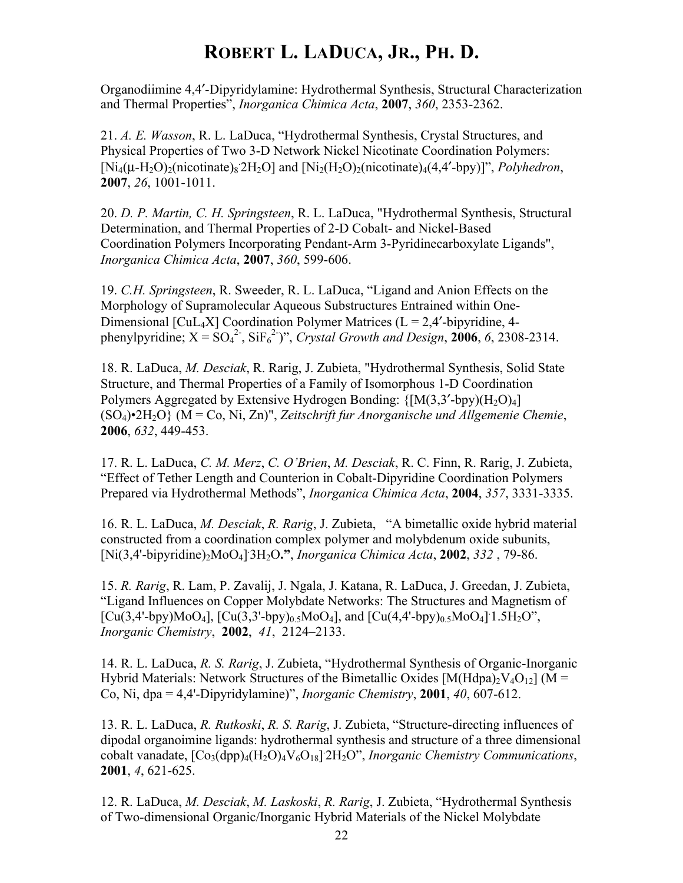Organodiimine 4,4′-Dipyridylamine: Hydrothermal Synthesis, Structural Characterization and Thermal Properties", *Inorganica Chimica Acta*, **2007**, *360*, 2353-2362.

21. *A. E. Wasson*, R. L. LaDuca, "Hydrothermal Synthesis, Crystal Structures, and Physical Properties of Two 3-D Network Nickel Nicotinate Coordination Polymers: $[Ni_4(\mu\text{-}H_2O)_2(nicotinate)_8{\cdot}2H_2O]$ and $[Ni_2(H_2O)_2(nicotinate)_4(4,4'\text{-bpy})]$", *Polyhedron*, **2007**, *26*, 1001-1011.

20. *D. P. Martin, C. H. Springsteen*, R. L. LaDuca, "Hydrothermal Synthesis, Structural Determination, and Thermal Properties of 2-D Cobalt- and Nickel-Based Coordination Polymers Incorporating Pendant-Arm 3-Pyridinecarboxylate Ligands", *Inorganica Chimica Acta*, **2007**, *360*, 599-606.

19. *C.H. Springsteen*, R. Sweeder, R. L. LaDuca, "Ligand and Anion Effects on the Morphology of Supramolecular Aqueous Substructures Entrained within One-Dimensional $[CuL_4X]$ Coordination Polymer Matrices (L = 2,4′-bipyridine, 4-phenylpyridine; X = $SO_4^{2-}$, $SiF_6^{2-}$)", *Crystal Growth and Design*, **2006**, *6*, 2308-2314.

18. R. LaDuca, *M. Desciak*, R. Rarig, J. Zubieta, "Hydrothermal Synthesis, Solid State Structure, and Thermal Properties of a Family of Isomorphous 1-D Coordination Polymers Aggregated by Extensive Hydrogen Bonding: $\{[M(3,3'\text{-bpy})(H_2O)_4](SO_4){\bullet}2H_2O\}$ (M = Co, Ni, Zn)", *Zeitschrift fur Anorganische und Allgemenie Chemie*, **2006**, *632*, 449-453.

17. R. L. LaDuca, *C. M. Merz*, *C. O'Brien*, *M. Desciak*, R. C. Finn, R. Rarig, J. Zubieta, "Effect of Tether Length and Counterion in Cobalt-Dipyridine Coordination Polymers Prepared via Hydrothermal Methods", *Inorganica Chimica Acta*, **2004**, *357*, 3331-3335.

16. R. L. LaDuca, *M. Desciak*, *R. Rarig*, J. Zubieta, "A bimetallic oxide hybrid material constructed from a coordination complex polymer and molybdenum oxide subunits, $[Ni(3,4'\text{-bipyridine})_2MoO_4]{\cdot}3H_2O$**.**", *Inorganica Chimica Acta*, **2002**, *332* , 79-86.

15. *R. Rarig*, R. Lam, P. Zavalij, J. Ngala, J. Katana, R. LaDuca, J. Greedan, J. Zubieta, "Ligand Influences on Copper Molybdate Networks: The Structures and Magnetism of $[Cu(3,4'\text{-bpy})MoO_4]$, $[Cu(3,3'\text{-bpy})_{0.5}MoO_4]$, and $[Cu(4,4'\text{-bpy})_{0.5}MoO_4]{\cdot}1.5H_2O$", *Inorganic Chemistry*, **2002**, *41*, 2124–2133.

14. R. L. LaDuca, *R. S. Rarig*, J. Zubieta, "Hydrothermal Synthesis of Organic-Inorganic Hybrid Materials: Network Structures of the Bimetallic Oxides $[M(Hdpa)_2V_4O_{12}]$ (M = Co, Ni, dpa = 4,4'-Dipyridylamine)", *Inorganic Chemistry*, **2001**, *40*, 607-612.

13. R. L. LaDuca, *R. Rutkoski*, *R. S. Rarig*, J. Zubieta, "Structure-directing influences of dipodal organoimine ligands: hydrothermal synthesis and structure of a three dimensional cobalt vanadate, $[Co_3(dpp)_4(H_2O)_4V_6O_{18}]{\cdot}2H_2O$", *Inorganic Chemistry Communications*, **2001**, *4*, 621-625.

12. R. LaDuca, *M. Desciak*, *M. Laskoski*, *R. Rarig*, J. Zubieta, "Hydrothermal Synthesis of Two-dimensional Organic/Inorganic Hybrid Materials of the Nickel Molybdate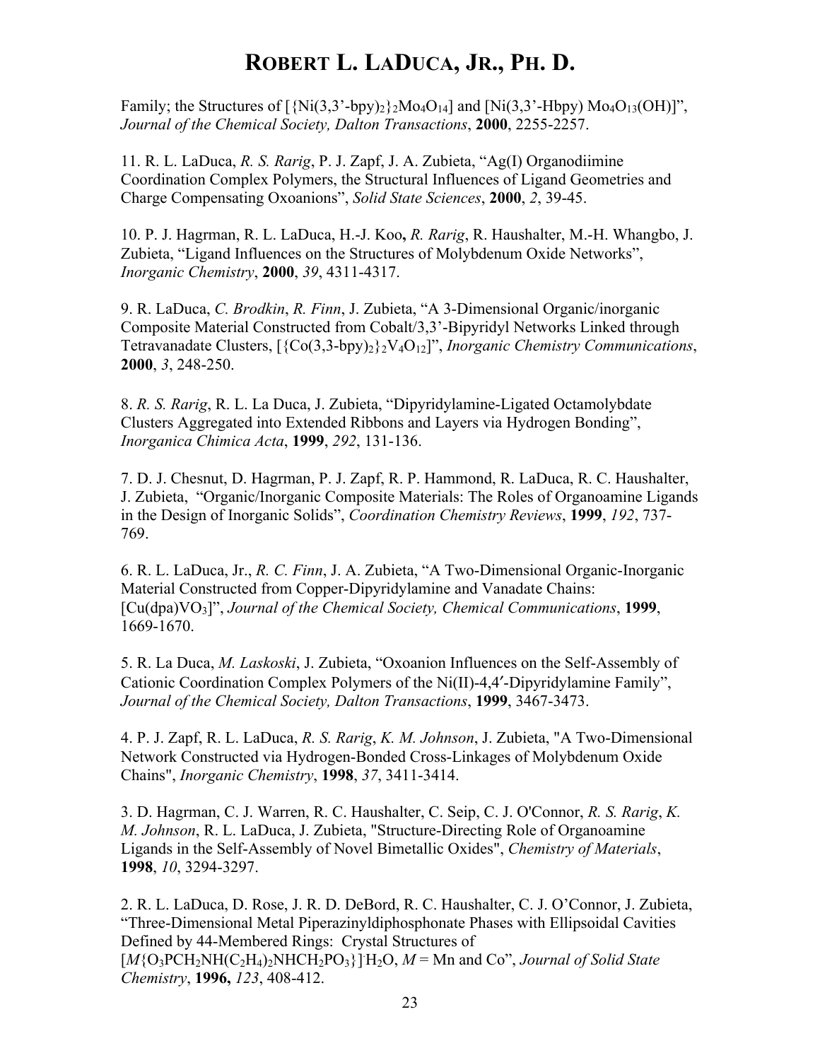Family; the Structures of [{Ni(3,3'-bpy)$_2$}$_2$Mo$_4$O$_{14}$] and [Ni(3,3'-Hbpy) Mo$_4$O$_{13}$(OH)]", *Journal of the Chemical Society, Dalton Transactions*, **2000**, 2255-2257.

11. R. L. LaDuca, *R. S. Rarig*, P. J. Zapf, J. A. Zubieta, "Ag(I) Organodiimine Coordination Complex Polymers, the Structural Influences of Ligand Geometries and Charge Compensating Oxoanions", *Solid State Sciences*, **2000**, *2*, 39-45.

10. P. J. Hagrman, R. L. LaDuca, H.-J. Koo**,** *R. Rarig*, R. Haushalter, M.-H. Whangbo, J. Zubieta, "Ligand Influences on the Structures of Molybdenum Oxide Networks", *Inorganic Chemistry*, **2000**, *39*, 4311-4317.

9. R. LaDuca, *C. Brodkin*, *R. Finn*, J. Zubieta, "A 3-Dimensional Organic/inorganic Composite Material Constructed from Cobalt/3,3'-Bipyridyl Networks Linked through Tetravanadate Clusters, [{Co(3,3-bpy)$_2$}$_2$V$_4$O$_{12}$]", *Inorganic Chemistry Communications*, **2000**, *3*, 248-250.

8. *R. S. Rarig*, R. L. La Duca, J. Zubieta, "Dipyridylamine-Ligated Octamolybdate Clusters Aggregated into Extended Ribbons and Layers via Hydrogen Bonding", *Inorganica Chimica Acta*, **1999**, *292*, 131-136.

7. D. J. Chesnut, D. Hagrman, P. J. Zapf, R. P. Hammond, R. LaDuca, R. C. Haushalter, J. Zubieta, "Organic/Inorganic Composite Materials: The Roles of Organoamine Ligands in the Design of Inorganic Solids", *Coordination Chemistry Reviews*, **1999**, *192*, 737-769.

6. R. L. LaDuca, Jr., *R. C. Finn*, J. A. Zubieta, "A Two-Dimensional Organic-Inorganic Material Constructed from Copper-Dipyridylamine and Vanadate Chains: [Cu(dpa)VO$_3$]", *Journal of the Chemical Society, Chemical Communications*, **1999**, 1669-1670.

5. R. La Duca, *M. Laskoski*, J. Zubieta, "Oxoanion Influences on the Self-Assembly of Cationic Coordination Complex Polymers of the Ni(II)-4,4′-Dipyridylamine Family", *Journal of the Chemical Society, Dalton Transactions*, **1999**, 3467-3473.

4. P. J. Zapf, R. L. LaDuca, *R. S. Rarig*, *K. M. Johnson*, J. Zubieta, "A Two-Dimensional Network Constructed via Hydrogen-Bonded Cross-Linkages of Molybdenum Oxide Chains", *Inorganic Chemistry*, **1998**, *37*, 3411-3414.

3. D. Hagrman, C. J. Warren, R. C. Haushalter, C. Seip, C. J. O'Connor, *R. S. Rarig*, *K. M. Johnson*, R. L. LaDuca, J. Zubieta, "Structure-Directing Role of Organoamine Ligands in the Self-Assembly of Novel Bimetallic Oxides", *Chemistry of Materials*, **1998**, *10*, 3294-3297.

2. R. L. LaDuca, D. Rose, J. R. D. DeBord, R. C. Haushalter, C. J. O'Connor, J. Zubieta, "Three-Dimensional Metal Piperazinyldiphosphonate Phases with Ellipsoidal Cavities Defined by 44-Membered Rings: Crystal Structures of [$M${O$_3$PCH$_2$NH(C$_2$H$_4$)$_2$NHCH$_2$PO$_3$}]·H$_2$O, $M$ = Mn and Co", *Journal of Solid State Chemistry*, **1996,** *123*, 408-412.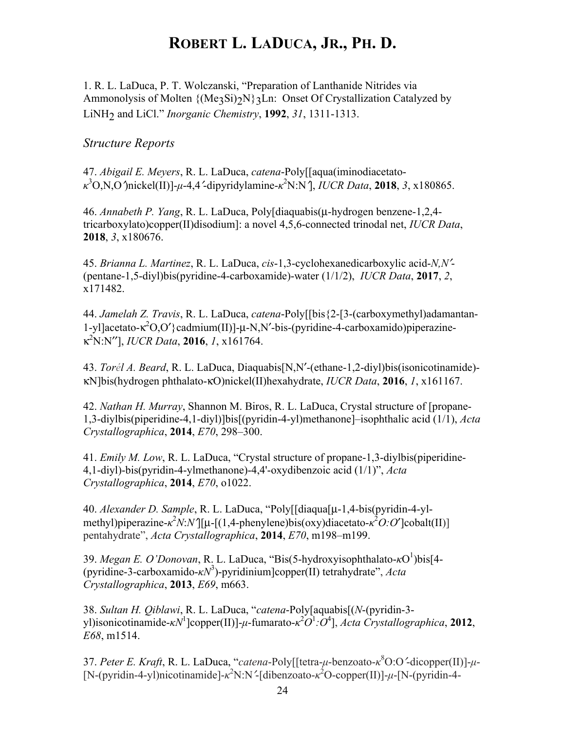# ROBERT L. LADUCA, JR., PH. D.

1. R. L. LaDuca, P. T. Wolczanski, "Preparation of Lanthanide Nitrides via Ammonolysis of Molten $\{(Me_3Si)_2N\}_3Ln$: Onset Of Crystallization Catalyzed by $LiNH_2$ and LiCl." *Inorganic Chemistry*, **1992**, *31*, 1311-1313.

*Structure Reports*

47. *Abigail E. Meyers*, R. L. LaDuca, *catena*-Poly[[aqua(iminodiacetato-$\kappa^3$O,N,O′)nickel(II)]-$\mu$-4,4′-dipyridylamine-$\kappa^2$N:N′], *IUCR Data*, **2018**, *3*, x180865.

46. *Annabeth P. Yang*, R. L. LaDuca, Poly[diaquabis(μ-hydrogen benzene-1,2,4-tricarboxylato)copper(II)disodium]: a novel 4,5,6-connected trinodal net, *IUCR Data*, **2018**, *3*, x180676.

45. *Brianna L. Martinez*, R. L. LaDuca, *cis*-1,3-cyclohexanedicarboxylic acid-*N,N′*-(pentane-1,5-diyl)bis(pyridine-4-carboxamide)-water (1/1/2), *IUCR Data*, **2017**, *2*, x171482.

44. *Jamelah Z. Travis*, R. L. LaDuca, *catena*-Poly[[bis{2-[3-(carboxymethyl)adamantan-1-yl]acetato-$\kappa^2$O,O′}cadmium(II)]-μ-N,N′-bis-(pyridine-4-carboxamido)piperazine-$\kappa^2$N:N″], *IUCR Data*, **2016**, *1*, x161764.

43. *Torél A. Beard*, R. L. LaDuca, Diaquabis[N,N′-(ethane-1,2-diyl)bis(isonicotinamide)-κN]bis(hydrogen phthalato-κO)nickel(II)hexahydrate, *IUCR Data*, **2016**, *1*, x161167.

42. *Nathan H. Murray*, Shannon M. Biros, R. L. LaDuca, Crystal structure of [propane-1,3-diylbis(piperidine-4,1-diyl)]bis[(pyridin-4-yl)methanone]–isophthalic acid (1/1), *Acta Crystallographica*, **2014**, *E70*, 298–300.

41. *Emily M. Low*, R. L. LaDuca, "Crystal structure of propane-1,3-diylbis(piperidine-4,1-diyl)-bis(pyridin-4-ylmethanone)-4,4'-oxydibenzoic acid (1/1)", *Acta Crystallographica*, **2014**, *E70*, o1022.

40. *Alexander D. Sample*, R. L. LaDuca, "Poly[[diaqua[μ-1,4-bis(pyridin-4-yl-methyl)piperazine-$\kappa^2$*N*:*N′*][μ-[(1,4-phenylene)bis(oxy)diacetato-$\kappa^2$*O:O′*]cobalt(II)] pentahydrate", *Acta Crystallographica*, **2014**, *E70*, m198–m199.

39. *Megan E. O'Donovan*, R. L. LaDuca, "Bis(5-hydroxyisophthalato-$\kappa$O[1])bis[4-(pyridine-3-carboxamido-$\kappa N^3$)-pyridinium]copper(II) tetrahydrate", *Acta Crystallographica*, **2013**, *E69*, m663.

38. *Sultan H. Qiblawi*, R. L. LaDuca, "*catena*-Poly[aquabis[(*N*-(pyridin-3-yl)isonicotinamide-$\kappa N^1$]copper(II)]-$\mu$-fumarato-$\kappa^2 O^1$*:*$O^4$], *Acta Crystallographica*, **2012**, *E68*, m1514.

37. *Peter E. Kraft*, R. L. LaDuca, "*catena*-Poly[[tetra-$\mu$-benzoato-$\kappa^8$O:O′-dicopper(II)]-$\mu$-[N-(pyridin-4-yl)nicotinamide]-$\kappa^2$N:N′-[dibenzoato-$\kappa^2$O-copper(II)]-$\mu$-[N-(pyridin-4-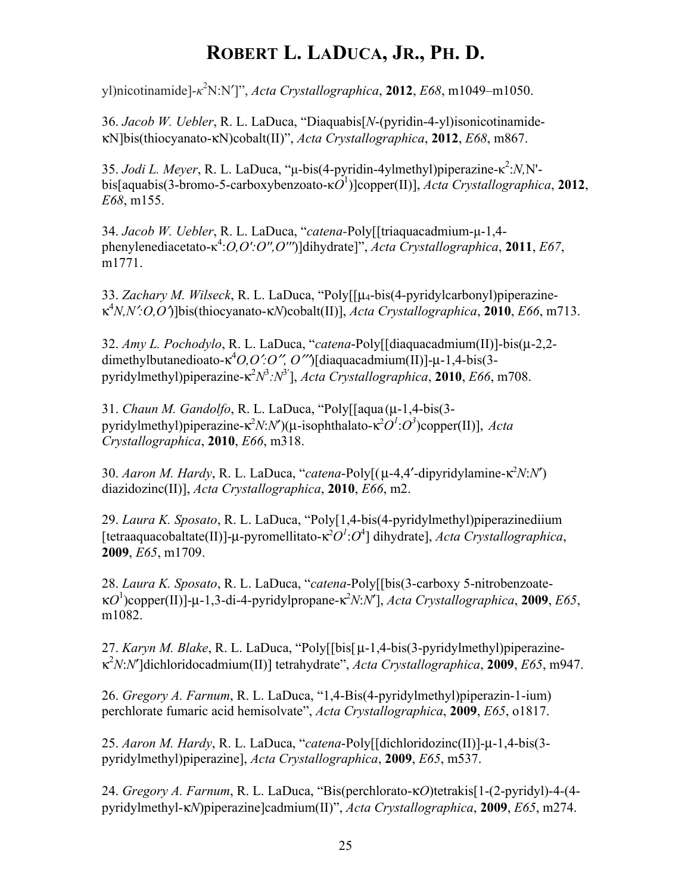yl)nicotinamide]-$\kappa^2$N:N′]", *Acta Crystallographica*, **2012**, *E68*, m1049–m1050.

36. *Jacob W. Uebler*, R. L. LaDuca, "Diaquabis[*N*-(pyridin-4-yl)isonicotinamide-κN]bis(thiocyanato-κN)cobalt(II)", *Acta Crystallographica*, **2012**, *E68*, m867.

35. *Jodi L. Meyer*, R. L. LaDuca, "μ-bis(4-pyridin-4ylmethyl)piperazine-$\kappa^2$:*N*,N'-bis[aquabis(3-bromo-5-carboxybenzoato-κ$O^1$)]copper(II)], *Acta Crystallographica*, **2012**, *E68*, m155.

34. *Jacob W. Uebler*, R. L. LaDuca, "*catena*-Poly[[triaquacadmium-μ-1,4-phenylenediacetato-$\kappa^4$:*O,O′:O″,O‴*)]dihydrate]", *Acta Crystallographica*, **2011**, *E67*, m1771.

33. *Zachary M. Wilseck*, R. L. LaDuca, "Poly[[$\mu_4$-bis(4-pyridylcarbonyl)piperazine-$\kappa^4$*N,N′:O,O′*)]bis(thiocyanato-κ*N*)cobalt(II)], *Acta Crystallographica*, **2010**, *E66*, m713.

32. *Amy L. Pochodylo*, R. L. LaDuca, "*catena*-Poly[[diaquacadmium(II)]-bis(μ-2,2-dimethylbutanedioato-$\kappa^4$*O,O′:O″, O‴*)[diaquacadmium(II)]-μ-1,4-bis(3-pyridylmethyl)piperazine-$\kappa^2 N^3:N^{3'}$], *Acta Crystallographica*, **2010**, *E66*, m708.

31. *Chaun M. Gandolfo*, R. L. LaDuca, "Poly[[aqua (μ-1,4-bis(3-pyridylmethyl)piperazine-$\kappa^2$*N*:*N′*)(μ-isophthalato-$\kappa^2 O^1:O^3$)copper(II)], *Acta Crystallographica*, **2010**, *E66*, m318.

30. *Aaron M. Hardy*, R. L. LaDuca, "*catena*-Poly[(μ-4,4′-dipyridylamine-$\kappa^2$*N*:*N′*) diazidozinc(II)], *Acta Crystallographica*, **2010**, *E66*, m2.

29. *Laura K. Sposato*, R. L. LaDuca, "Poly[1,4-bis(4-pyridylmethyl)piperazinediium [tetraaquacobaltate(II)]-μ-pyromellitato-$\kappa^2 O^1:O^4$] dihydrate], *Acta Crystallographica*, **2009**, *E65*, m1709.

28. *Laura K. Sposato*, R. L. LaDuca, "*catena*-Poly[[bis(3-carboxy 5-nitrobenzoate-κ$O^1$)copper(II)]-μ-1,3-di-4-pyridylpropane-$\kappa^2$*N*:*N′*], *Acta Crystallographica*, **2009**, *E65*, m1082.

27. *Karyn M. Blake*, R. L. LaDuca, "Poly[[bis[ μ-1,4-bis(3-pyridylmethyl)piperazine-$\kappa^2$*N*:*N′*]dichloridocadmium(II)] tetrahydrate", *Acta Crystallographica*, **2009**, *E65*, m947.

26. *Gregory A. Farnum*, R. L. LaDuca, "1,4-Bis(4-pyridylmethyl)piperazin-1-ium) perchlorate fumaric acid hemisolvate", *Acta Crystallographica*, **2009**, *E65*, o1817.

25. *Aaron M. Hardy*, R. L. LaDuca, "*catena*-Poly[[dichloridozinc(II)]-μ-1,4-bis(3-pyridylmethyl)piperazine], *Acta Crystallographica*, **2009**, *E65*, m537.

24. *Gregory A. Farnum*, R. L. LaDuca, "Bis(perchlorato-κ*O*)tetrakis[1-(2-pyridyl)-4-(4-pyridylmethyl-κ*N*)piperazine]cadmium(II)", *Acta Crystallographica*, **2009**, *E65*, m274.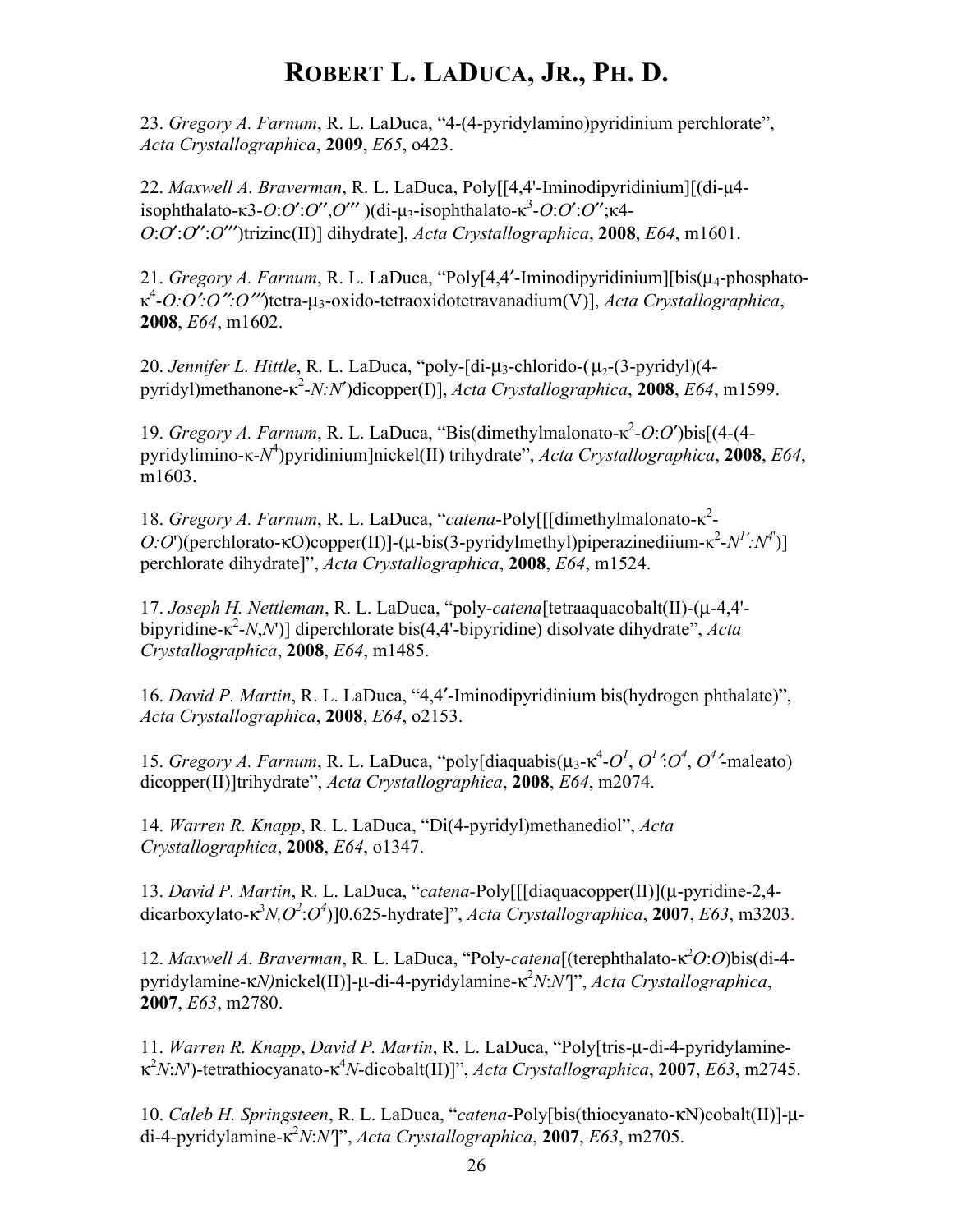23. *Gregory A. Farnum*, R. L. LaDuca, "4-(4-pyridylamino)pyridinium perchlorate", *Acta Crystallographica*, **2009**, *E65*, o423.

22. *Maxwell A. Braverman*, R. L. LaDuca, Poly[[4,4'-Iminodipyridinium][(di-μ4-isophthalato-κ3-*O*:*O*′:*O*′′,*O*′′′ )(di-$\mu_3$-isophthalato-$\kappa^3$-*O*:*O*′:*O*′′;κ4-*O*:*O*′:*O*′′:*O*′′′)trizinc(II)] dihydrate], *Acta Crystallographica*, **2008**, *E64*, m1601.

21. *Gregory A. Farnum*, R. L. LaDuca, "Poly[4,4′-Iminodipyridinium][bis($\mu_4$-phosphato-$\kappa^4$-*O:O′:O″:O‴*)tetra-$\mu_3$-oxido-tetraoxidotetravanadium(V)], *Acta Crystallographica*, **2008**, *E64*, m1602.

20. *Jennifer L. Hittle*, R. L. LaDuca, "poly-[di-$\mu_3$-chlorido-( $\mu_2$-(3-pyridyl)(4-pyridyl)methanone-$\kappa^2$-*N:N′*)dicopper(I)], *Acta Crystallographica*, **2008**, *E64*, m1599.

19. *Gregory A. Farnum*, R. L. LaDuca, "Bis(dimethylmalonato-$\kappa^2$-*O*:*O*′)bis[(4-(4-pyridylimino-κ-$N^4$)pyridinium]nickel(II) trihydrate", *Acta Crystallographica*, **2008**, *E64*, m1603.

18. *Gregory A. Farnum*, R. L. LaDuca, "*catena*-Poly[[[dimethylmalonato-$\kappa^2$-*O:O*')(perchlorato-κO)copper(II)]-(μ-bis(3-pyridylmethyl)piperazinediium-$\kappa^2$-$N^{1'}:N^{4'}$)] perchlorate dihydrate]", *Acta Crystallographica*, **2008**, *E64*, m1524.

17. *Joseph H. Nettleman*, R. L. LaDuca, "poly-*catena*[tetraaquacobalt(II)-(μ-4,4'-bipyridine-$\kappa^2$-*N*,*N*')] diperchlorate bis(4,4'-bipyridine) disolvate dihydrate", *Acta Crystallographica*, **2008**, *E64*, m1485.

16. *David P. Martin*, R. L. LaDuca, "4,4′-Iminodipyridinium bis(hydrogen phthalate)", *Acta Crystallographica*, **2008**, *E64*, o2153.

15. *Gregory A. Farnum*, R. L. LaDuca, "poly[diaquabis($\mu_3$-$\kappa^4$-$O^1$, $O^{1'}$:$O^4$, $O^{4'}$-maleato) dicopper(II)]trihydrate", *Acta Crystallographica*, **2008**, *E64*, m2074.

14. *Warren R. Knapp*, R. L. LaDuca, "Di(4-pyridyl)methanediol", *Acta Crystallographica*, **2008**, *E64*, o1347.

13. *David P. Martin*, R. L. LaDuca, "*catena*-Poly[[[diaquacopper(II)](μ-pyridine-2,4-dicarboxylato-$\kappa^3$*N,*$O^2$:$O^4$)]0.625-hydrate]", *Acta Crystallographica*, **2007**, *E63*, m3203.

12. *Maxwell A. Braverman*, R. L. LaDuca, "Poly-*catena*[(terephthalato-$\kappa^2$*O*:*O*)bis(di-4-pyridylamine-κ*N)*nickel(II)]-μ-di-4-pyridylamine-$\kappa^2$*N*:*N*′]", *Acta Crystallographica*, **2007**, *E63*, m2780.

11. *Warren R. Knapp*, *David P. Martin*, R. L. LaDuca, "Poly[tris-μ-di-4-pyridylamine-$\kappa^2$*N*:*N*')-tetrathiocyanato-$\kappa^4$*N*-dicobalt(II)]", *Acta Crystallographica*, **2007**, *E63*, m2745.

10. *Caleb H. Springsteen*, R. L. LaDuca, "*catena*-Poly[bis(thiocyanato-κN)cobalt(II)]-μ-di-4-pyridylamine-$\kappa^2$*N*:*N*′]", *Acta Crystallographica*, **2007**, *E63*, m2705.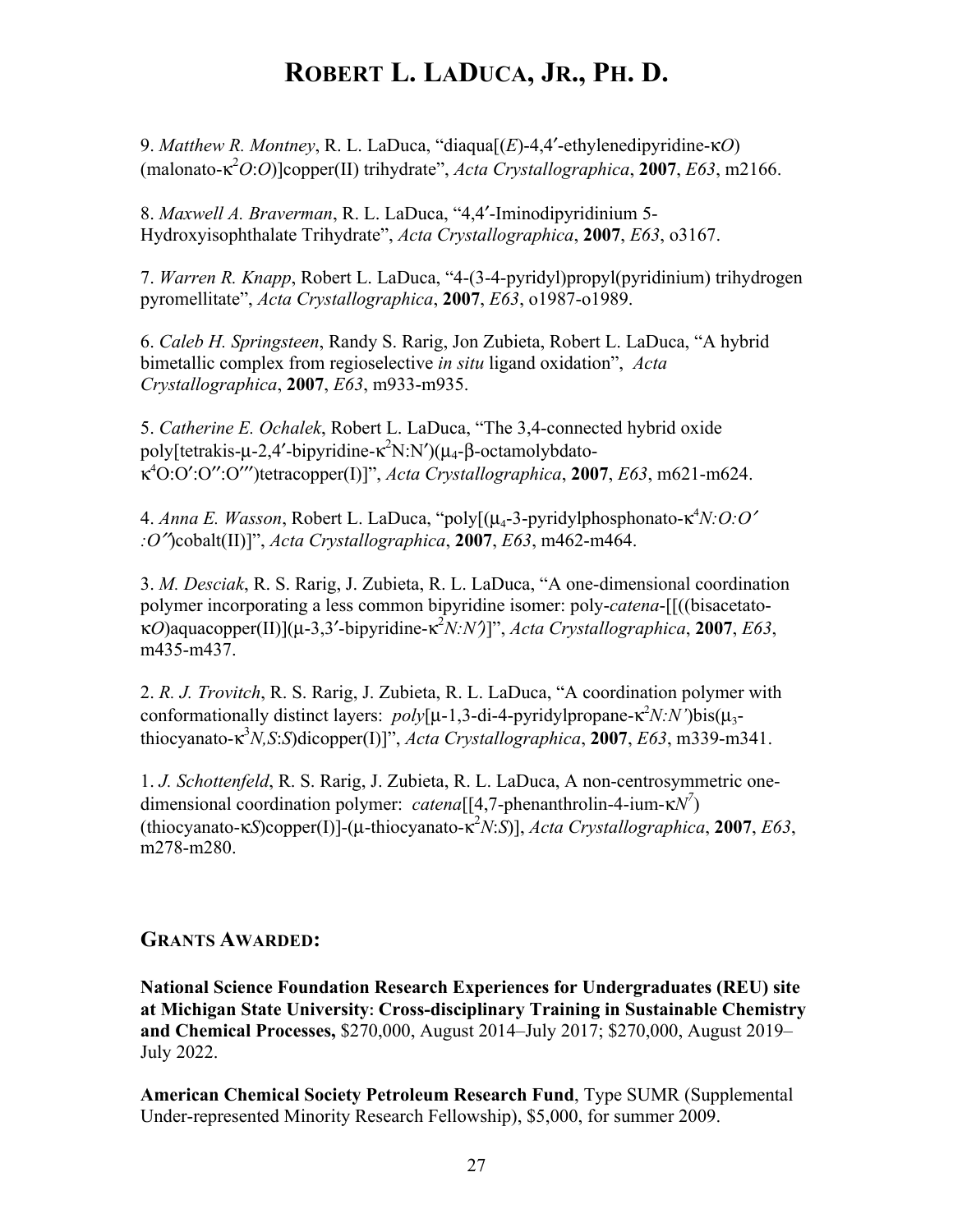9. *Matthew R. Montney*, R. L. LaDuca, "diaqua[(*E*)-4,4′-ethylenedipyridine-κ*O*) (malonato-κ$^2$*O*:*O*)]copper(II) trihydrate", *Acta Crystallographica*, **2007**, *E63*, m2166.

8. *Maxwell A. Braverman*, R. L. LaDuca, "4,4′-Iminodipyridinium 5-Hydroxyisophthalate Trihydrate", *Acta Crystallographica*, **2007**, *E63*, o3167.

7. *Warren R. Knapp*, Robert L. LaDuca, "4-(3-4-pyridyl)propyl(pyridinium) trihydrogen pyromellitate", *Acta Crystallographica*, **2007**, *E63*, o1987-o1989.

6. *Caleb H. Springsteen*, Randy S. Rarig, Jon Zubieta, Robert L. LaDuca, "A hybrid bimetallic complex from regioselective *in situ* ligand oxidation", *Acta Crystallographica*, **2007**, *E63*, m933-m935.

5. *Catherine E. Ochalek*, Robert L. LaDuca, "The 3,4-connected hybrid oxide poly[tetrakis-μ-2,4′-bipyridine-κ$^2$N:N′)(μ$_4$-β-octamolybdato-κ$^4$O:O′:O″:O‴)tetracopper(I)]", *Acta Crystallographica*, **2007**, *E63*, m621-m624.

4. *Anna E. Wasson*, Robert L. LaDuca, "poly[(μ$_4$-3-pyridylphosphonato-κ$^4$*N:O:O′:O″*)cobalt(II)]", *Acta Crystallographica*, **2007**, *E63*, m462-m464.

3. *M. Desciak*, R. S. Rarig, J. Zubieta, R. L. LaDuca, "A one-dimensional coordination polymer incorporating a less common bipyridine isomer: poly-*catena*-[[((bisacetato-κ*O*)aquacopper(II)](μ-3,3′-bipyridine-κ$^2$*N:N′*)]", *Acta Crystallographica*, **2007**, *E63*, m435-m437.

2. *R. J. Trovitch*, R. S. Rarig, J. Zubieta, R. L. LaDuca, "A coordination polymer with conformationally distinct layers: *poly*[μ-1,3-di-4-pyridylpropane-κ$^2$*N:N′*)bis(μ$_3$-thiocyanato-κ$^3$*N,S*:*S*)dicopper(I)]", *Acta Crystallographica*, **2007**, *E63*, m339-m341.

1. *J. Schottenfeld*, R. S. Rarig, J. Zubieta, R. L. LaDuca, A non-centrosymmetric one-dimensional coordination polymer: *catena*[[4,7-phenanthrolin-4-ium-κ*N*$^7$) (thiocyanato-κ*S*)copper(I)]-(μ-thiocyanato-κ$^2$*N*:*S*)], *Acta Crystallographica*, **2007**, *E63*, m278-m280.

## GRANTS AWARDED:

**National Science Foundation Research Experiences for Undergraduates (REU) site at Michigan State University: Cross-disciplinary Training in Sustainable Chemistry and Chemical Processes,** \$270,000, August 2014–July 2017; \$270,000, August 2019–July 2022.

**American Chemical Society Petroleum Research Fund**, Type SUMR (Supplemental Under-represented Minority Research Fellowship), \$5,000, for summer 2009.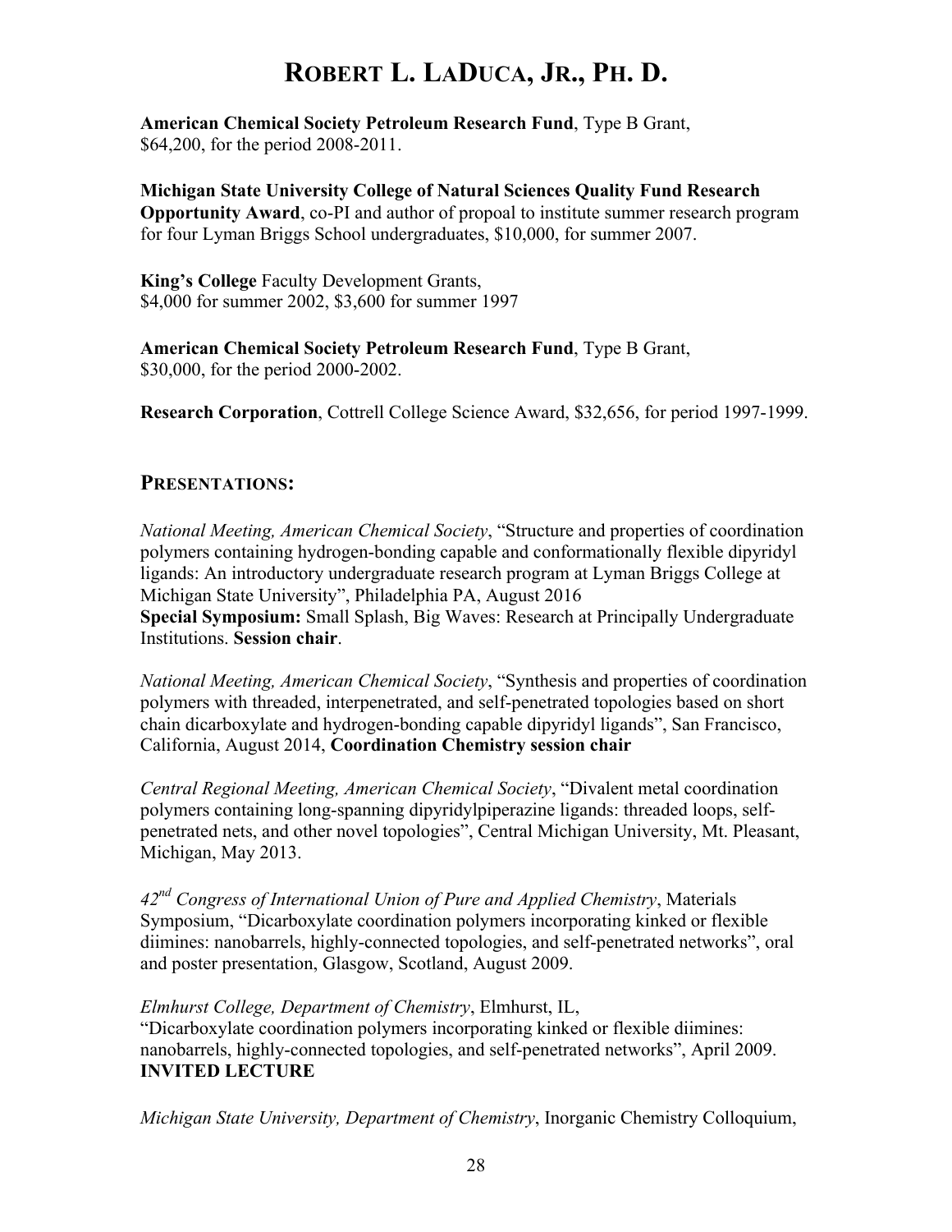**American Chemical Society Petroleum Research Fund**, Type B Grant, $64,200, for the period 2008-2011.

**Michigan State University College of Natural Sciences Quality Fund Research Opportunity Award**, co-PI and author of propoal to institute summer research program for four Lyman Briggs School undergraduates, $10,000, for summer 2007.

**King's College** Faculty Development Grants, $4,000 for summer 2002, $3,600 for summer 1997

**American Chemical Society Petroleum Research Fund**, Type B Grant, $30,000, for the period 2000-2002.

**Research Corporation**, Cottrell College Science Award, $32,656, for period 1997-1999.

## PRESENTATIONS:

*National Meeting, American Chemical Society*, "Structure and properties of coordination polymers containing hydrogen-bonding capable and conformationally flexible dipyridyl ligands: An introductory undergraduate research program at Lyman Briggs College at Michigan State University", Philadelphia PA, August 2016
**Special Symposium:** Small Splash, Big Waves: Research at Principally Undergraduate Institutions. **Session chair**.

*National Meeting, American Chemical Society*, "Synthesis and properties of coordination polymers with threaded, interpenetrated, and self-penetrated topologies based on short chain dicarboxylate and hydrogen-bonding capable dipyridyl ligands", San Francisco, California, August 2014, **Coordination Chemistry session chair**

*Central Regional Meeting, American Chemical Society*, "Divalent metal coordination polymers containing long-spanning dipyridylpiperazine ligands: threaded loops, self-penetrated nets, and other novel topologies", Central Michigan University, Mt. Pleasant, Michigan, May 2013.

*42nd Congress of International Union of Pure and Applied Chemistry*, Materials Symposium, "Dicarboxylate coordination polymers incorporating kinked or flexible diimines: nanobarrels, highly-connected topologies, and self-penetrated networks", oral and poster presentation, Glasgow, Scotland, August 2009.

*Elmhurst College, Department of Chemistry*, Elmhurst, IL,
"Dicarboxylate coordination polymers incorporating kinked or flexible diimines: nanobarrels, highly-connected topologies, and self-penetrated networks", April 2009.
**INVITED LECTURE**

*Michigan State University, Department of Chemistry*, Inorganic Chemistry Colloquium,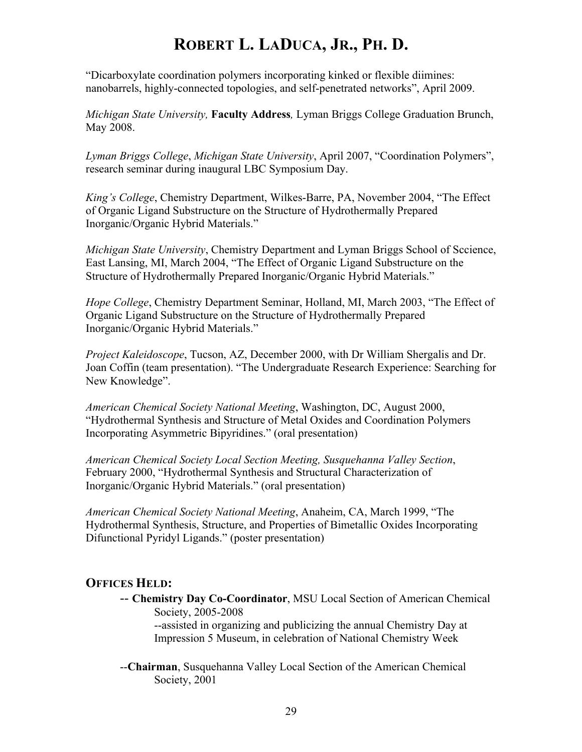"Dicarboxylate coordination polymers incorporating kinked or flexible diimines: nanobarrels, highly-connected topologies, and self-penetrated networks", April 2009.

*Michigan State University,* **Faculty Address***,* Lyman Briggs College Graduation Brunch, May 2008.

*Lyman Briggs College*, *Michigan State University*, April 2007, "Coordination Polymers", research seminar during inaugural LBC Symposium Day.

*King's College*, Chemistry Department, Wilkes-Barre, PA, November 2004, "The Effect of Organic Ligand Substructure on the Structure of Hydrothermally Prepared Inorganic/Organic Hybrid Materials."

*Michigan State University*, Chemistry Department and Lyman Briggs School of Sccience, East Lansing, MI, March 2004, "The Effect of Organic Ligand Substructure on the Structure of Hydrothermally Prepared Inorganic/Organic Hybrid Materials."

*Hope College*, Chemistry Department Seminar, Holland, MI, March 2003, "The Effect of Organic Ligand Substructure on the Structure of Hydrothermally Prepared Inorganic/Organic Hybrid Materials."

*Project Kaleidoscope*, Tucson, AZ, December 2000, with Dr William Shergalis and Dr. Joan Coffin (team presentation). "The Undergraduate Research Experience: Searching for New Knowledge".

*American Chemical Society National Meeting*, Washington, DC, August 2000, "Hydrothermal Synthesis and Structure of Metal Oxides and Coordination Polymers Incorporating Asymmetric Bipyridines." (oral presentation)

*American Chemical Society Local Section Meeting, Susquehanna Valley Section*, February 2000, "Hydrothermal Synthesis and Structural Characterization of Inorganic/Organic Hybrid Materials." (oral presentation)

*American Chemical Society National Meeting*, Anaheim, CA, March 1999, "The Hydrothermal Synthesis, Structure, and Properties of Bimetallic Oxides Incorporating Difunctional Pyridyl Ligands." (poster presentation)

## OFFICES HELD:

-- **Chemistry Day Co-Coordinator**, MSU Local Section of American Chemical Society, 2005-2008
--assisted in organizing and publicizing the annual Chemistry Day at Impression 5 Museum, in celebration of National Chemistry Week

--**Chairman**, Susquehanna Valley Local Section of the American Chemical Society, 2001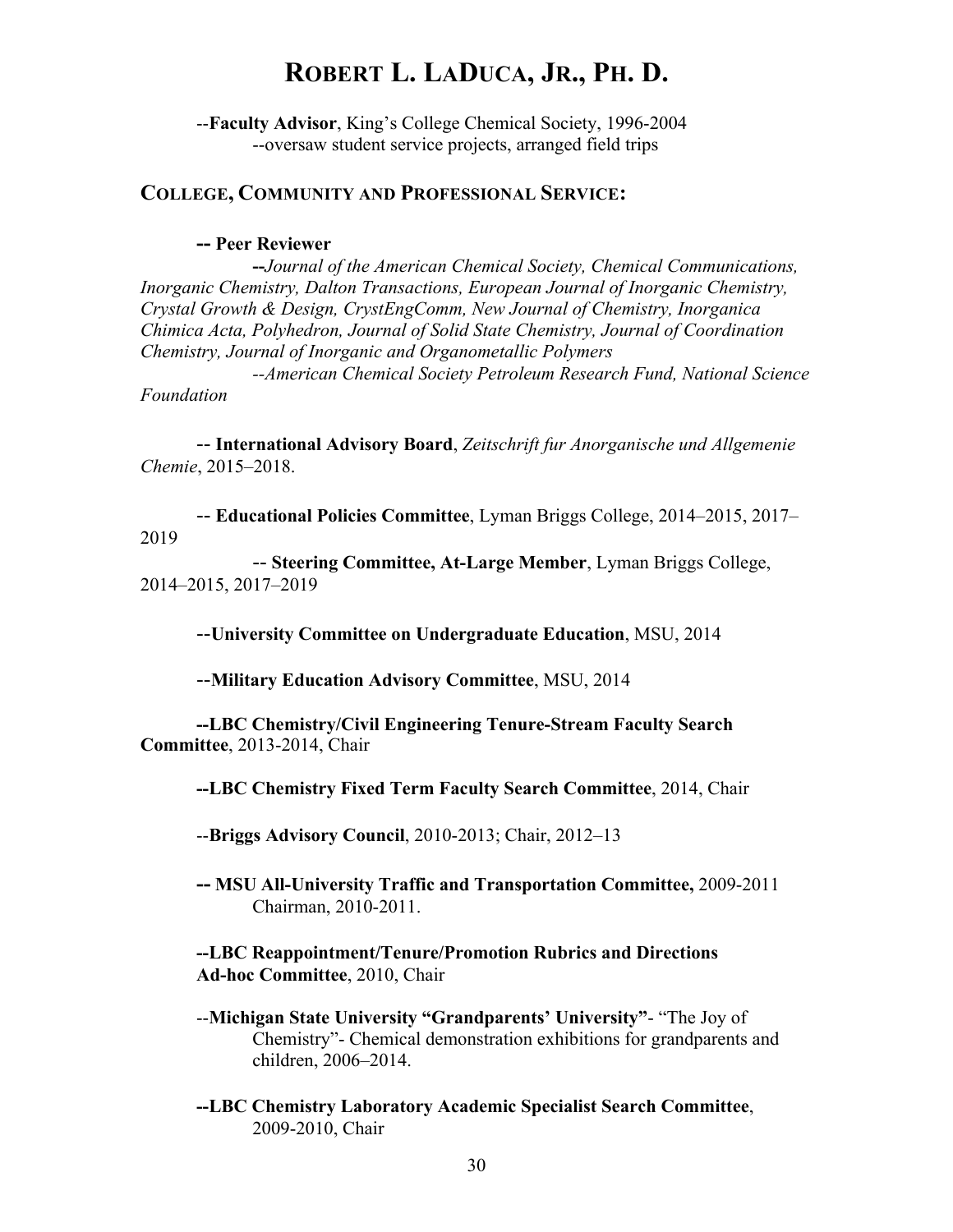--**Faculty Advisor**, King's College Chemical Society, 1996-2004
--oversaw student service projects, arranged field trips

## COLLEGE, COMMUNITY AND PROFESSIONAL SERVICE:

**-- Peer Reviewer**

**--***Journal of the American Chemical Society, Chemical Communications, Inorganic Chemistry, Dalton Transactions, European Journal of Inorganic Chemistry, Crystal Growth & Design, CrystEngComm, New Journal of Chemistry, Inorganica Chimica Acta, Polyhedron, Journal of Solid State Chemistry, Journal of Coordination Chemistry, Journal of Inorganic and Organometallic Polymers*

--*American Chemical Society Petroleum Research Fund, National Science Foundation*

-- **International Advisory Board**, *Zeitschrift fur Anorganische und Allgemenie Chemie*, 2015–2018.

-- **Educational Policies Committee**, Lyman Briggs College, 2014–2015, 2017–2019

-- **Steering Committee, At-Large Member**, Lyman Briggs College, 2014–2015, 2017–2019

--**University Committee on Undergraduate Education**, MSU, 2014

--**Military Education Advisory Committee**, MSU, 2014

**--LBC Chemistry/Civil Engineering Tenure-Stream Faculty Search Committee**, 2013-2014, Chair

**--LBC Chemistry Fixed Term Faculty Search Committee**, 2014, Chair

--**Briggs Advisory Council**, 2010-2013; Chair, 2012–13

**-- MSU All-University Traffic and Transportation Committee,** 2009-2011 Chairman, 2010-2011.

**--LBC Reappointment/Tenure/Promotion Rubrics and Directions Ad-hoc Committee**, 2010, Chair

--**Michigan State University "Grandparents' University"**- "The Joy of Chemistry"- Chemical demonstration exhibitions for grandparents and children, 2006–2014.

**--LBC Chemistry Laboratory Academic Specialist Search Committee**, 2009-2010, Chair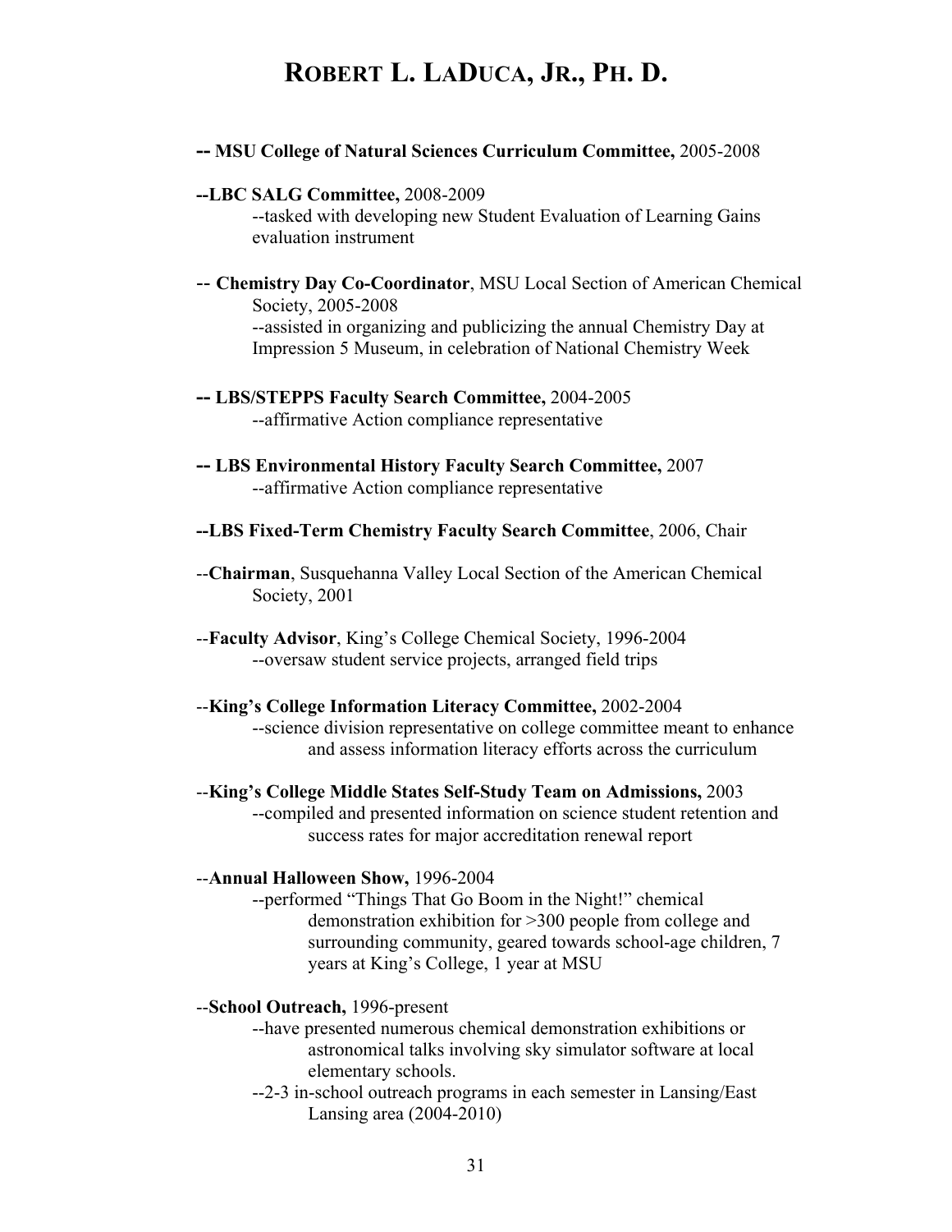**-- MSU College of Natural Sciences Curriculum Committee,** 2005-2008

**--LBC SALG Committee,** 2008-2009
--tasked with developing new Student Evaluation of Learning Gains evaluation instrument

-- **Chemistry Day Co-Coordinator**, MSU Local Section of American Chemical Society, 2005-2008
--assisted in organizing and publicizing the annual Chemistry Day at Impression 5 Museum, in celebration of National Chemistry Week

**-- LBS/STEPPS Faculty Search Committee,** 2004-2005
--affirmative Action compliance representative

**-- LBS Environmental History Faculty Search Committee,** 2007
--affirmative Action compliance representative

**--LBS Fixed-Term Chemistry Faculty Search Committee**, 2006, Chair

--**Chairman**, Susquehanna Valley Local Section of the American Chemical Society, 2001

--**Faculty Advisor**, King's College Chemical Society, 1996-2004
--oversaw student service projects, arranged field trips

--**King's College Information Literacy Committee,** 2002-2004
--science division representative on college committee meant to enhance and assess information literacy efforts across the curriculum

--**King's College Middle States Self-Study Team on Admissions,** 2003
--compiled and presented information on science student retention and success rates for major accreditation renewal report

--**Annual Halloween Show,** 1996-2004
--performed "Things That Go Boom in the Night!" chemical demonstration exhibition for >300 people from college and surrounding community, geared towards school-age children, 7 years at King's College, 1 year at MSU

--**School Outreach,** 1996-present
--have presented numerous chemical demonstration exhibitions or astronomical talks involving sky simulator software at local elementary schools.
--2-3 in-school outreach programs in each semester in Lansing/East Lansing area (2004-2010)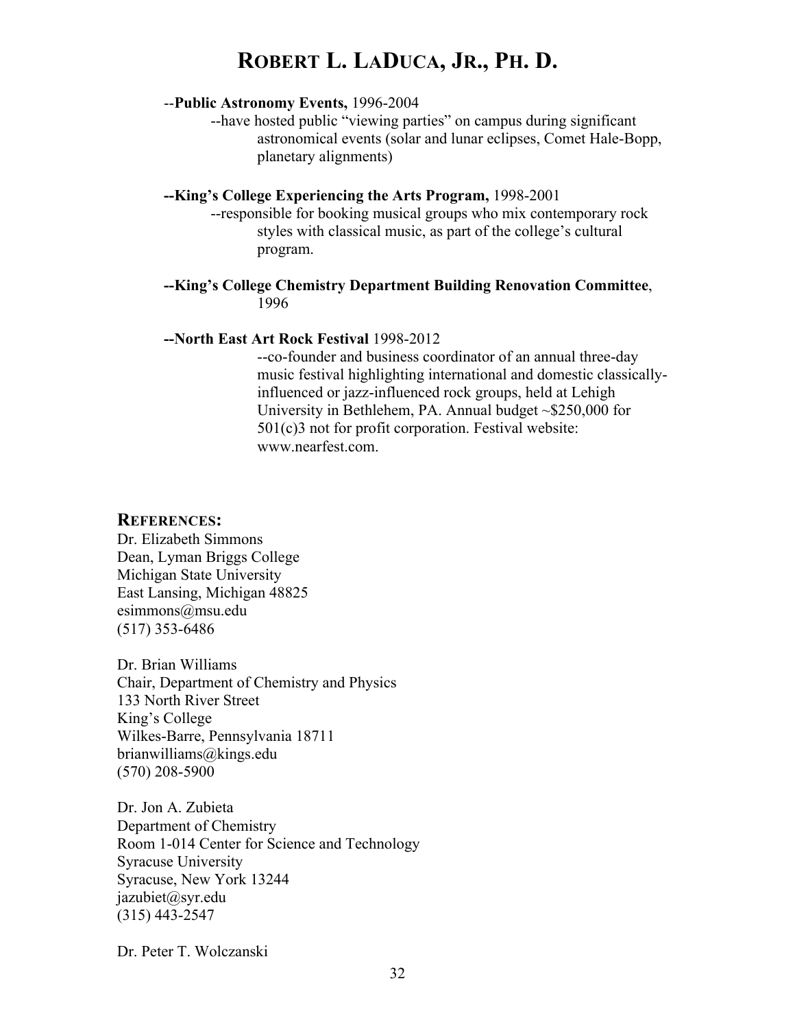--**Public Astronomy Events,** 1996-2004

--have hosted public "viewing parties" on campus during significant astronomical events (solar and lunar eclipses, Comet Hale-Bopp, planetary alignments)

**--King's College Experiencing the Arts Program,** 1998-2001

--responsible for booking musical groups who mix contemporary rock styles with classical music, as part of the college's cultural program.

**--King's College Chemistry Department Building Renovation Committee**, 1996

**--North East Art Rock Festival** 1998-2012

--co-founder and business coordinator of an annual three-day music festival highlighting international and domestic classically-influenced or jazz-influenced rock groups, held at Lehigh University in Bethlehem, PA. Annual budget ~$250,000 for 501(c)3 not for profit corporation. Festival website: www.nearfest.com.

## REFERENCES:

Dr. Elizabeth Simmons
Dean, Lyman Briggs College
Michigan State University
East Lansing, Michigan 48825
esimmons@msu.edu
(517) 353-6486

Dr. Brian Williams
Chair, Department of Chemistry and Physics
133 North River Street
King's College
Wilkes-Barre, Pennsylvania 18711
brianwilliams@kings.edu
(570) 208-5900

Dr. Jon A. Zubieta
Department of Chemistry
Room 1-014 Center for Science and Technology
Syracuse University
Syracuse, New York 13244
jazubiet@syr.edu
(315) 443-2547

Dr. Peter T. Wolczanski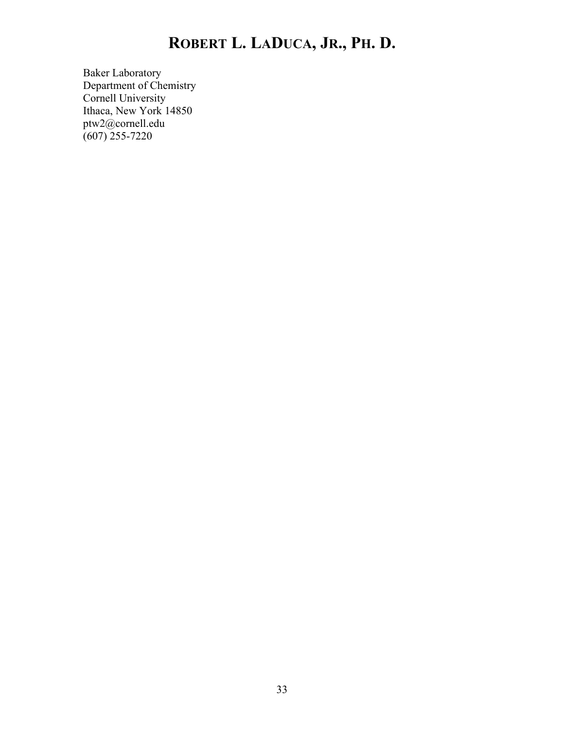# ROBERT L. LADUCA, JR., PH. D.

Baker Laboratory
Department of Chemistry
Cornell University
Ithaca, New York 14850
ptw2@cornell.edu
(607) 255-7220